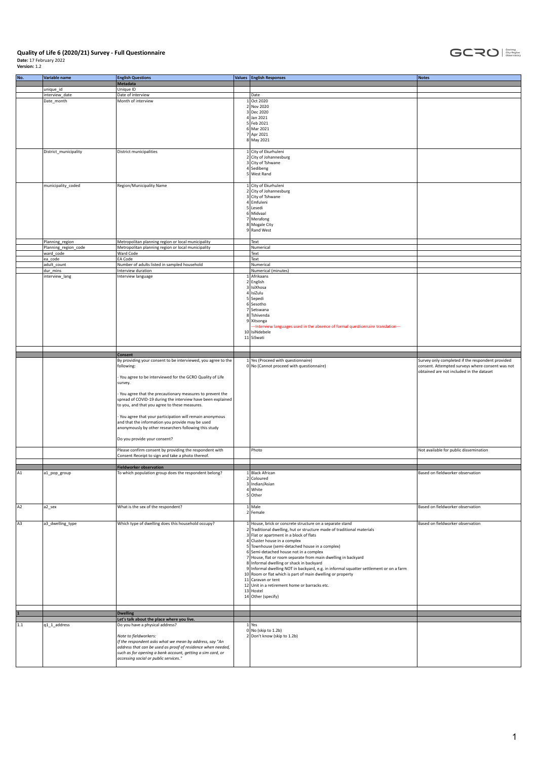# Quality of Life 6 (2020/21) Survey - Full Questionnaire

**Date:** 17 February 2022
**Version:** 1.2

| No. | Variable name | English Questions | Values | English Responses | Notes |
|---|---|---|---|---|---|
| | | **Metadata** | | | |
| | unique_id | Unique ID | | | |
| | interview_date | Date of interview | | Date | |
| | Date_month | Month of interview | 1 | Oct 2020 | |
| | | | 2 | Nov 2020 | |
| | | | 3 | Dec 2020 | |
| | | | 4 | Jan 2021 | |
| | | | 5 | Feb 2021 | |
| | | | 6 | Mar 2021 | |
| | | | 7 | Apr 2021 | |
| | | | 8 | May 2021 | |
| | District_municipality | District municipalities | 1 | City of Ekurhuleni | |
| | | | 2 | City of Johannesburg | |
| | | | 3 | City of Tshwane | |
| | | | 4 | Sedibeng | |
| | | | 5 | West Rand | |
| | municipality_coded | Region/Municipality Name | 1 | City of Ekurhuleni | |
| | | | 2 | City of Johannesburg | |
| | | | 3 | City of Tshwane | |
| | | | 4 | Emfuleni | |
| | | | 5 | Lesedi | |
| | | | 6 | Midvaal | |
| | | | 7 | Merafong | |
| | | | 8 | Mogale City | |
| | | | 9 | Rand West | |
| | Planning_region | Metropolitan planning region or local municipality | | Text | |
| | Planning_region_code | Metropolitan planning region or local municipality | | Numerical | |
| | ward_code | Ward Code | | Text | |
| | ea_code | EA Code | | Text | |
| | adult_count | Number of adults listed in sampled household | | Numerical | |
| | dur_mins | Interview duration | | Numerical (minutes) | |
| | interview_lang | Interview language | 1 | Afrikaans | |
| | | | 2 | English | |
| | | | 3 | IsiXhosa | |
| | | | 4 | IsiZulu | |
| | | | 5 | Sepedi | |
| | | | 6 | Sesotho | |
| | | | 7 | Setswana | |
| | | | 8 | Tshivenda | |
| | | | 9 | Xitsonga | |
| | | | | ---Interview languages used in the absence of formal questionnaire translation--- | |
| | | | 10 | IsiNdebele | |
| | | | 11 | SiSwati | |
| | | **Consent** | | | |
| | | By providing your consent to be interviewed, you agree to the following:<br><br>- You agree to be interviewed for the GCRO Quality of Life survey.<br><br>- You agree that the precautionary measures to prevent the spread of COVID-19 during the interview have been explained to you, and that you agree to these measures.<br><br>- You agree that your participation will remain anonymous and that the information you provide may be used anonymously by other researchers following this study<br><br>Do you provide your consent? | 1 | Yes (Proceed with questionnaire) | Survey only completed if the respondent provided consent. Attempted surveys where consent was not obtained are not included in the dataset |
| | | | 0 | No (Cannot proceed with questionnaire) | |
| | | Please confirm consent by providing the respondent with Consent Receipt to sign and take a photo thereof. | | Photo | Not available for public dissemination |
| | | **Fieldworker observation** | | | |
| A1 | a1_pop_group | To which population group does the respondent belong? | 1 | Black African | Based on fieldworker observation |
| | | | 2 | Coloured | |
| | | | 3 | Indian/Asian | |
| | | | 4 | White | |
| | | | 5 | Other | |
| A2 | a2_sex | What is the sex of the respondent? | 1 | Male | Based on fieldworker observation |
| | | | 2 | Female | |
| A3 | a3_dwelling_type | Which type of dwelling does this household occupy? | 1 | House, brick or concrete structure on a separate stand | Based on fieldworker observation |
| | | | 2 | Traditional dwelling, hut or structure made of traditional materials | |
| | | | 3 | Flat or apartment in a block of flats | |
| | | | 4 | Cluster house in a complex | |
| | | | 5 | Townhouse (semi-detached house in a complex) | |
| | | | 6 | Semi-detached house not in a complex | |
| | | | 7 | House, flat or room separate from main dwelling in backyard | |
| | | | 8 | Informal dwelling or shack in backyard | |
| | | | 9 | Informal dwelling NOT in backyard, e.g. in informal squatter settlement or on a farm | |
| | | | 10 | Room or flat which is part of main dwelling or property | |
| | | | 11 | Caravan or tent | |
| | | | 12 | Unit in a retirement home or barracks etc. | |
| | | | 13 | Hostel | |
| | | | 14 | Other (specify) | |
| 1 | | **Dwelling** | | | |
| | | **Let's talk about the place where you live.** | | | |
| 1.1 | q1_1_address | Do you have a physical address?<br><br>*Note to fieldworkers:*<br>*if the respondent asks what we mean by address, say "An address that can be used as proof of residence when needed, such as for opening a bank account, getting a sim card, or accessing social or public services."* | 1 | Yes | |
| | | | 0 | No (skip to 1.2b) | |
| | | | 2 | Don't know (skip to 1.2b) | |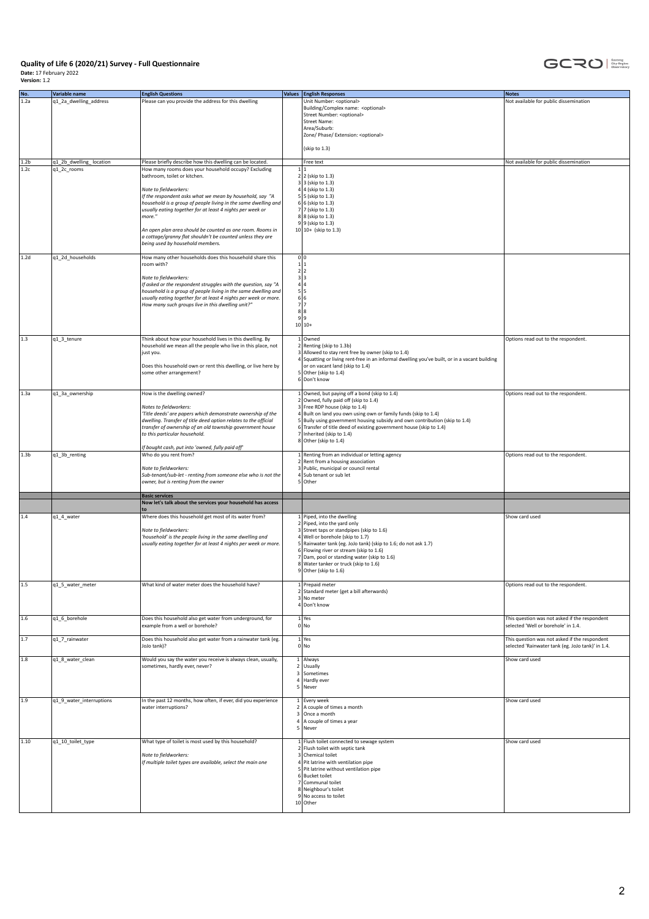**Quality of Life 6 (2020/21) Survey - Full Questionnaire**

**Date:** 17 February 2022

**Version:** 1.2

| No. | Variable name | English Questions | Values | English Responses | Notes |
|---|---|---|---|---|---|
| 1.2a | q1_2a_dwelling_address | Please can you provide the address for this dwelling | | Unit Number: <optional><br>Building/Complex name: <optional><br>Street Number: <optional><br>Street Name:<br>Area/Suburb:<br>Zone/ Phase/ Extension: <optional><br><br>(skip to 1.3) | Not available for public dissemination |
| 1.2b | q1_2b_dwelling_ location | Please briefly describe how this dwelling can be located. | | Free text | Not available for public dissemination |
| 1.2c | q1_2c_rooms | How many rooms does your household occupy? Excluding bathroom, toilet or kitchen.<br><br>*Note to fieldworkers:*<br>*If the respondent asks what we mean by household, say "A household is a group of people living in the same dwelling and usually eating together for at least 4 nights per week or more."*<br><br>*An open plan area should be counted as one room. Rooms in a cottage/granny flat shouldn't be counted unless they are being used by household members.* | 1<br>2<br>3<br>4<br>5<br>6<br>7<br>8<br>9<br>10 | 1<br>2 (skip to 1.3)<br>3 (skip to 1.3)<br>4 (skip to 1.3)<br>5 (skip to 1.3)<br>6 (skip to 1.3)<br>7 (skip to 1.3)<br>8 (skip to 1.3)<br>9 (skip to 1.3)<br>10+ (skip to 1.3) | |
| 1.2d | q1_2d_households | How many other households does this household share this room with?<br><br>*Note to fieldworkers:*<br>*If asked or the respondent struggles with the question, say "A household is a group of people living in the same dwelling and usually eating together for at least 4 nights per week or more. How many such groups live in this dwelling unit?"* | 0<br>1<br>2<br>3<br>4<br>5<br>6<br>7<br>8<br>9<br>10 | 0<br>1<br>2<br>3<br>4<br>5<br>6<br>7<br>8<br>9<br>10+ | |
| 1.3 | q1_3_tenure | Think about how your household lives in this dwelling. By household we mean all the people who live in this place, not just you.<br><br>Does this household own or rent this dwelling, or live here by some other arrangement? | 1<br>2<br>3<br>4<br><br>5<br>6 | Owned<br>Renting (skip to 1.3b)<br>Allowed to stay rent free by owner (skip to 1.4)<br>Squatting or living rent-free in an informal dwelling you've built, or in a vacant building or on vacant land (skip to 1.4)<br>Other (skip to 1.4)<br>Don't know | Options read out to the respondent. |
| 1.3a | q1_3a_ownership | How is the dwelling owned?<br><br>*Notes to fieldworkers:*<br>*'Title deeds' are papers which demonstrate ownership of the dwelling. Transfer of title deed option relates to the official transfer of ownership of an old township government house to this particular household.*<br><br>*If bought cash, put into 'owned, fully paid off'* | 1<br>2<br>3<br>4<br>5<br>6<br>7<br>8 | Owned, but paying off a bond (skip to 1.4)<br>Owned, fully paid off (skip to 1.4)<br>Free RDP house (skip to 1.4)<br>Built on land you own using own or family funds (skip to 1.4)<br>Buily using government housing subsidy and own contribution (skip to 1.4)<br>Transfer of title deed of existing government house (skip to 1.4)<br>Inherited (skip to 1.4)<br>Other (skip to 1.4) | Options read out to the respondent. |
| 1.3b | q1_3b_renting | Who do you rent from?<br><br>*Note to fieldworkers:*<br>*Sub-tenant/sub-let - renting from someone else who is not the owner, but is renting from the owner* | 1<br>2<br>3<br>4<br>5 | Renting from an individual or letting agency<br>Rent from a housing association<br>Public, municipal or council rental<br>Sub tenant or sub let<br>Other | Options read out to the respondent. |
| | | **Basic services** | | | |
| | | **Now let's talk about the services your household has access to** | | | |
| 1.4 | q1_4_water | Where does this household get most of its water from?<br><br>*Note to fieldworkers:*<br>*'household' is the people living in the same dwelling and usually eating together for at least 4 nights per week or more.* | 1<br>2<br>3<br>4<br>5<br>6<br>7<br>8<br>9 | Piped, into the dwelling<br>Piped, into the yard only<br>Street taps or standpipes (skip to 1.6)<br>Well or borehole (skip to 1.7)<br>Rainwater tank (eg. JoJo tank) (skip to 1.6; do not ask 1.7)<br>Flowing river or stream (skip to 1.6)<br>Dam, pool or standing water (skip to 1.6)<br>Water tanker or truck (skip to 1.6)<br>Other (skip to 1.6) | Show card used |
| 1.5 | q1_5_water_meter | What kind of water meter does the household have? | 1<br>2<br>3<br>4 | Prepaid meter<br>Standard meter (get a bill afterwards)<br>No meter<br>Don't know | Options read out to the respondent. |
| 1.6 | q1_6_borehole | Does this household also get water from underground, for example from a well or borehole? | 1<br>0 | Yes<br>No | This question was not asked if the respondent selected 'Well or borehole' in 1.4. |
| 1.7 | q1_7_rainwater | Does this household also get water from a rainwater tank (eg. JoJo tank)? | 1<br>0 | Yes<br>No | This question was not asked if the respondent selected 'Rainwater tank (eg. JoJo tank)' in 1.4. |
| 1.8 | q1_8_water_clean | Would you say the water you receive is always clean, usually, sometimes, hardly ever, never? | 1<br>2<br>3<br>4<br>5 | Always<br>Usually<br>Sometimes<br>Hardly ever<br>Never | Show card used |
| 1.9 | q1_9_water_interruptions | In the past 12 months, how often, if ever, did you experience water interruptions? | 1<br>2<br>3<br>4<br>5 | Every week<br>A couple of times a month<br>Once a month<br>A couple of times a year<br>Never | Show card used |
| 1.10 | q1_10_toilet_type | What type of toilet is most used by this household?<br><br>*Note to fieldworkers:*<br>*If multiple toilet types are available, select the main one* | 1<br>2<br>3<br>4<br>5<br>6<br>7<br>8<br>9<br>10 | Flush toilet connected to sewage system<br>Flush toilet with septic tank<br>Chemical toilet<br>Pit latrine with ventilation pipe<br>Pit latrine without ventilation pipe<br>Bucket toilet<br>Communal toilet<br>Neighbour's toilet<br>No access to toilet<br>Other | Show card used |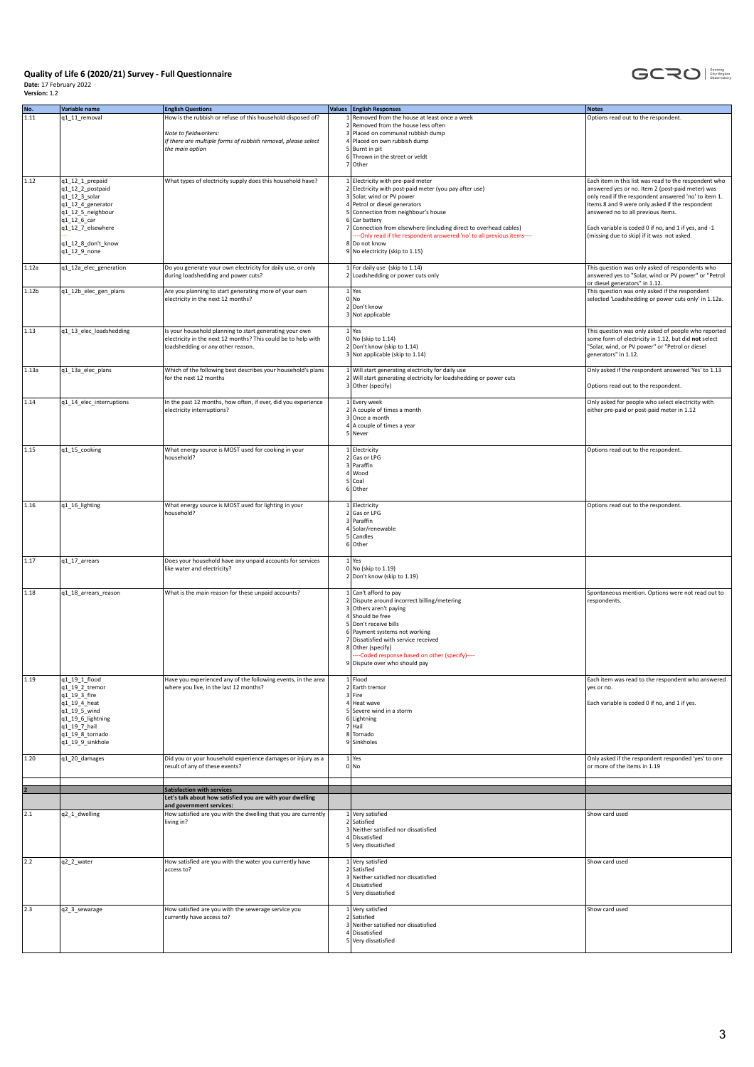**Quality of Life 6 (2020/21) Survey - Full Questionnaire**

**Date:** 17 February 2022

**Version:** 1.2

| No. | Variable name | English Questions | Values | English Responses | Notes |
|---|---|---|---|---|---|
| 1.11 | q1_11_removal | How is the rubbish or refuse of this household disposed of?<br><br>*Note to fieldworkers:*<br>*If there are multiple forms of rubbish removal, please select the main option* | 1<br>2<br>3<br>4<br>5<br>6<br>7 | Removed from the house at least once a week<br>Removed from the house less often<br>Placed on communal rubbish dump<br>Placed on own rubbish dump<br>Burnt in pit<br>Thrown in the street or veldt<br>Other | Options read out to the respondent. |
| 1.12 | q1_12_1_prepaid<br>q1_12_2_postpaid<br>q1_12_3_solar<br>q1_12_4_generator<br>q1_12_5_neighbour<br>q1_12_6_car<br>q1_12_7_elsewhere<br><br>q1_12_8_don't_know<br>q1_12_9_none | What types of electricity supply does this household have? | 1<br>2<br>3<br>4<br>5<br>6<br>7<br><br>8<br>9 | Electricity with pre-paid meter<br>Electricity with post-paid meter (you pay after use)<br>Solar, wind or PV power<br>Petrol or diesel generators<br>Connection from neighbour's house<br>Car battery<br>Connection from elsewhere (including direct to overhead cables)<br>----Only read if the respondent answered 'no' to all previous items----<br>Do not know<br>No electricity (skip to 1.15) | Each item in this list was read to the respondent who answered yes or no. Item 2 (post-paid meter) was only read if the respondent answered 'no' to item 1. Items 8 and 9 were only asked if the respondent answered no to all previous items.<br><br>Each variable is coded 0 if no, and 1 if yes, and -1 (missing due to skip) if it was not asked. |
| 1.12a | q1_12a_elec_generation | Do you generate your own electricity for daily use, or only during loadshedding and power cuts? | 1<br>2 | For daily use (skip to 1.14)<br>Loadshedding or power cuts only | This question was only asked of respondents who answered yes to "Solar, wind or PV power" or "Petrol or diesel generators" in 1.12. |
| 1.12b | q1_12b_elec_gen_plans | Are you planning to start generating more of your own electricity in the next 12 months? | 1<br>0<br>2<br>3 | Yes<br>No<br>Don't know<br>Not applicable | This question was only asked if the respondent selected 'Loadshedding or power cuts only' in 1.12a. |
| 1.13 | q1_13_elec_loadshedding | Is your household planning to start generating your own electricity in the next 12 months? This could be to help with loadshedding or any other reason. | 1<br>0<br>2<br>3 | Yes<br>No (skip to 1.14)<br>Don't know (skip to 1.14)<br>Not applicable (skip to 1.14) | This question was only asked of people who reported some form of electricity in 1.12, but did **not** select "Solar, wind, or PV power" or "Petrol or diesel generators" in 1.12. |
| 1.13a | q1_13a_elec_plans | Which of the following best describes your household's plans for the next 12 months | 1<br>2<br>3 | Will start generating electricity for daily use<br>Will start generating electricity for loadshedding or power cuts<br>Other (specify) | Only asked if the respondent answered 'Yes' to 1.13<br><br>Options read out to the respondent. |
| 1.14 | q1_14_elec_interruptions | In the past 12 months, how often, if ever, did you experience electricity interruptions? | 1<br>2<br>3<br>4<br>5 | Every week<br>A couple of times a month<br>Once a month<br>A couple of times a year<br>Never | Only asked for people who select electricity with either pre-paid or post-paid meter in 1.12 |
| 1.15 | q1_15_cooking | What energy source is MOST used for cooking in your household? | 1<br>2<br>3<br>4<br>5<br>6 | Electricity<br>Gas or LPG<br>Paraffin<br>Wood<br>Coal<br>Other | Options read out to the respondent. |
| 1.16 | q1_16_lighting | What energy source is MOST used for lighting in your household? | 1<br>2<br>3<br>4<br>5<br>6 | Electricity<br>Gas or LPG<br>Paraffin<br>Solar/renewable<br>Candles<br>Other | Options read out to the respondent. |
| 1.17 | q1_17_arrears | Does your household have any unpaid accounts for services like water and electricity? | 1<br>0<br>2 | Yes<br>No (skip to 1.19)<br>Don't know (skip to 1.19) | |
| 1.18 | q1_18_arrears_reason | What is the main reason for these unpaid accounts? | 1<br>2<br>3<br>4<br>5<br>6<br>7<br>8<br><br>9 | Can't afford to pay<br>Dispute around incorrect billing/metering<br>Others aren't paying<br>Should be free<br>Don't receive bills<br>Payment systems not working<br>Dissatisfied with service received<br>Other (specify)<br>----Coded response based on other (specify)----<br>Dispute over who should pay | Spontaneous mention. Options were not read out to respondents. |
| 1.19 | q1_19_1_flood<br>q1_19_2_tremor<br>q1_19_3_fire<br>q1_19_4_heat<br>q1_19_5_wind<br>q1_19_6_lightning<br>q1_19_7_hail<br>q1_19_8_tornado<br>q1_19_9_sinkhole | Have you experienced any of the following events, in the area where you live, in the last 12 months? | 1<br>2<br>3<br>4<br>5<br>6<br>7<br>8<br>9 | Flood<br>Earth tremor<br>Fire<br>Heat wave<br>Severe wind in a storm<br>Lightning<br>Hail<br>Tornado<br>Sinkholes | Each item was read to the respondent who answered yes or no.<br><br>Each variable is coded 0 if no, and 1 if yes. |
| 1.20 | q1_20_damages | Did you or your household experience damages or injury as a result of any of these events? | 1<br>0 | Yes<br>No | Only asked if the respondent responded 'yes' to one or more of the items in 1.19 |
| **2** | | **Satisfaction with services** | | | |
| | | **Let's talk about how satisfied you are with your dwelling and government services:** | | | |
| 2.1 | q2_1_dwelling | How satisfied are you with the dwelling that you are currently living in? | 1<br>2<br>3<br>4<br>5 | Very satisfied<br>Satisfied<br>Neither satisfied nor dissatisfied<br>Dissatisfied<br>Very dissatisfied | Show card used |
| 2.2 | q2_2_water | How satisfied are you with the water you currently have access to? | 1<br>2<br>3<br>4<br>5 | Very satisfied<br>Satisfied<br>Neither satisfied nor dissatisfied<br>Dissatisfied<br>Very dissatisfied | Show card used |
| 2.3 | q2_3_sewarage | How satisfied are you with the sewerage service you currently have access to? | 1<br>2<br>3<br>4<br>5 | Very satisfied<br>Satisfied<br>Neither satisfied nor dissatisfied<br>Dissatisfied<br>Very dissatisfied | Show card used |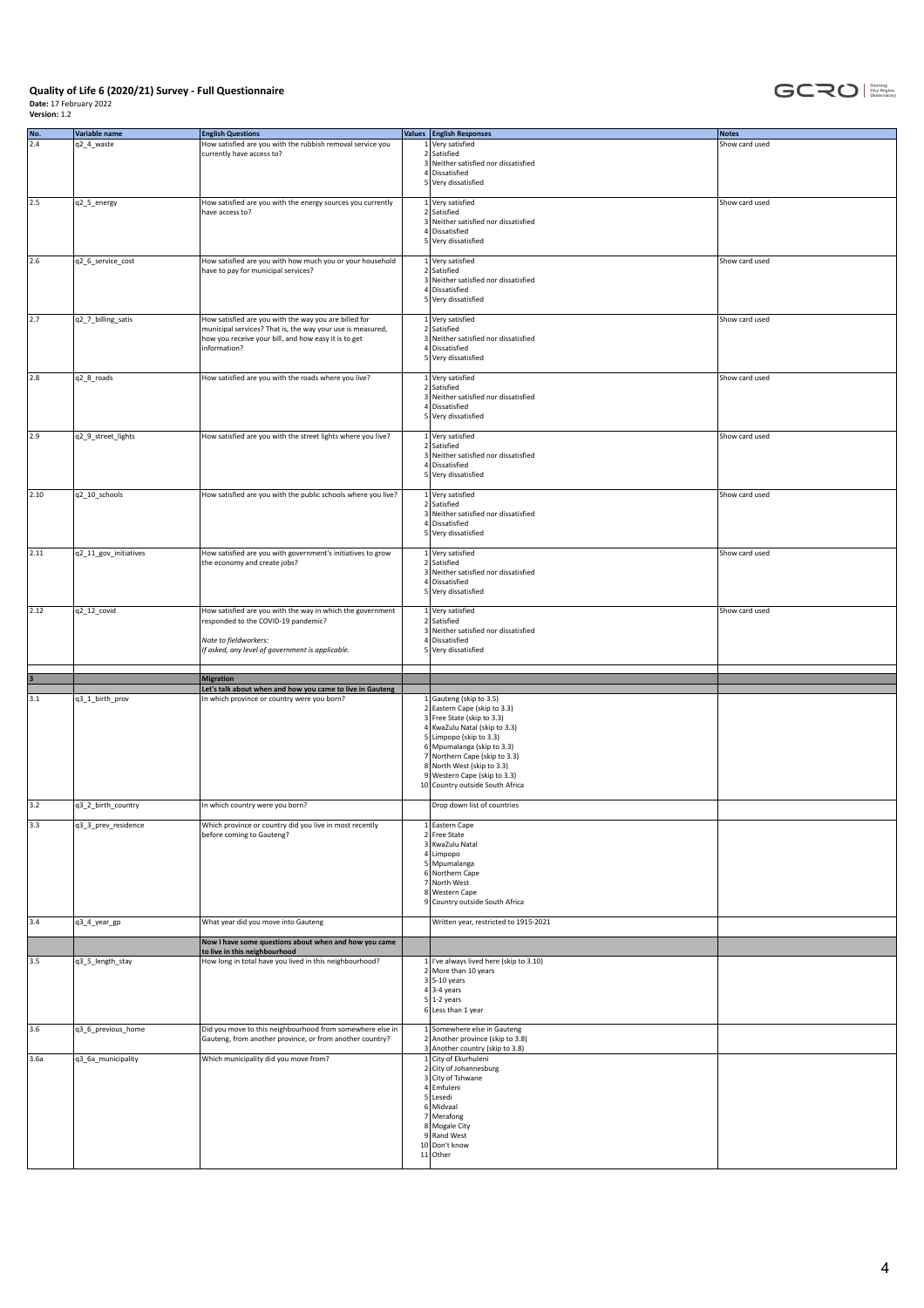**Quality of Life 6 (2020/21) Survey - Full Questionnaire**

**Date:** 17 February 2022

**Version:** 1.2

| No. | Variable name | English Questions | Values | English Responses | Notes |
|---|---|---|---|---|---|
| 2.4 | q2_4_waste | How satisfied are you with the rubbish removal service you currently have access to? | 1<br>2<br>3<br>4<br>5 | Very satisfied<br>Satisfied<br>Neither satisfied nor dissatisfied<br>Dissatisfied<br>Very dissatisfied | Show card used |
| 2.5 | q2_5_energy | How satisfied are you with the energy sources you currently have access to? | 1<br>2<br>3<br>4<br>5 | Very satisfied<br>Satisfied<br>Neither satisfied nor dissatisfied<br>Dissatisfied<br>Very dissatisfied | Show card used |
| 2.6 | q2_6_service_cost | How satisfied are you with how much you or your household have to pay for municipal services? | 1<br>2<br>3<br>4<br>5 | Very satisfied<br>Satisfied<br>Neither satisfied nor dissatisfied<br>Dissatisfied<br>Very dissatisfied | Show card used |
| 2.7 | q2_7_billing_satis | How satisfied are you with the way you are billed for municipal services? That is, the way your use is measured, how you receive your bill, and how easy it is to get information? | 1<br>2<br>3<br>4<br>5 | Very satisfied<br>Satisfied<br>Neither satisfied nor dissatisfied<br>Dissatisfied<br>Very dissatisfied | Show card used |
| 2.8 | q2_8_roads | How satisfied are you with the roads where you live? | 1<br>2<br>3<br>4<br>5 | Very satisfied<br>Satisfied<br>Neither satisfied nor dissatisfied<br>Dissatisfied<br>Very dissatisfied | Show card used |
| 2.9 | q2_9_street_lights | How satisfied are you with the street lights where you live? | 1<br>2<br>3<br>4<br>5 | Very satisfied<br>Satisfied<br>Neither satisfied nor dissatisfied<br>Dissatisfied<br>Very dissatisfied | Show card used |
| 2.10 | q2_10_schools | How satisfied are you with the public schools where you live? | 1<br>2<br>3<br>4<br>5 | Very satisfied<br>Satisfied<br>Neither satisfied nor dissatisfied<br>Dissatisfied<br>Very dissatisfied | Show card used |
| 2.11 | q2_11_gov_initiatives | How satisfied are you with government's initiatives to grow the economy and create jobs? | 1<br>2<br>3<br>4<br>5 | Very satisfied<br>Satisfied<br>Neither satisfied nor dissatisfied<br>Dissatisfied<br>Very dissatisfied | Show card used |
| 2.12 | q2_12_covid | How satisfied are you with the way in which the government responded to the COVID-19 pandemic?<br><br>*Note to fieldworkers:*<br>*If asked, any level of government is applicable.* | 1<br>2<br>3<br>4<br>5 | Very satisfied<br>Satisfied<br>Neither satisfied nor dissatisfied<br>Dissatisfied<br>Very dissatisfied | Show card used |
| **3** | | **Migration** | | | |
| | | **Let's talk about when and how you came to live in Gauteng** | | | |
| 3.1 | q3_1_birth_prov | In which province or country were you born? | 1<br>2<br>3<br>4<br>5<br>6<br>7<br>8<br>9<br>10 | Gauteng (skip to 3.5)<br>Eastern Cape (skip to 3.3)<br>Free State (skip to 3.3)<br>KwaZulu Natal (skip to 3.3)<br>Limpopo (skip to 3.3)<br>Mpumalanga (skip to 3.3)<br>Northern Cape (skip to 3.3)<br>North West (skip to 3.3)<br>Western Cape (skip to 3.3)<br>Country outside South Africa | |
| 3.2 | q3_2_birth_country | In which country were you born? | | Drop down list of countries | |
| 3.3 | q3_3_prev_residence | Which province or country did you live in most recently before coming to Gauteng? | 1<br>2<br>3<br>4<br>5<br>6<br>7<br>8<br>9 | Eastern Cape<br>Free State<br>KwaZulu Natal<br>Limpopo<br>Mpumalanga<br>Northern Cape<br>North West<br>Western Cape<br>Country outside South Africa | |
| 3.4 | q3_4_year_gp | What year did you move into Gauteng | | Written year, restricted to 1915-2021 | |
| | | **Now I have some questions about when and how you came to live in this neighbourhood** | | | |
| 3.5 | q3_5_length_stay | How long in total have you lived in this neighbourhood? | 1<br>2<br>3<br>4<br>5<br>6 | I've always lived here (skip to 3.10)<br>More than 10 years<br>5-10 years<br>3-4 years<br>1-2 years<br>Less than 1 year | |
| 3.6 | q3_6_previous_home | Did you move to this neighbourhood from somewhere else in Gauteng, from another province, or from another country? | 1<br>2<br>3 | Somewhere else in Gauteng<br>Another province (skip to 3.8)<br>Another country (skip to 3.8) | |
| 3.6a | q3_6a_municipality | Which municipality did you move from? | 1<br>2<br>3<br>4<br>5<br>6<br>7<br>8<br>9<br>10<br>11 | City of Ekurhuleni<br>City of Johannesburg<br>City of Tshwane<br>Emfuleni<br>Lesedi<br>Midvaal<br>Merafong<br>Mogale City<br>Rand West<br>Don't know<br>Other | |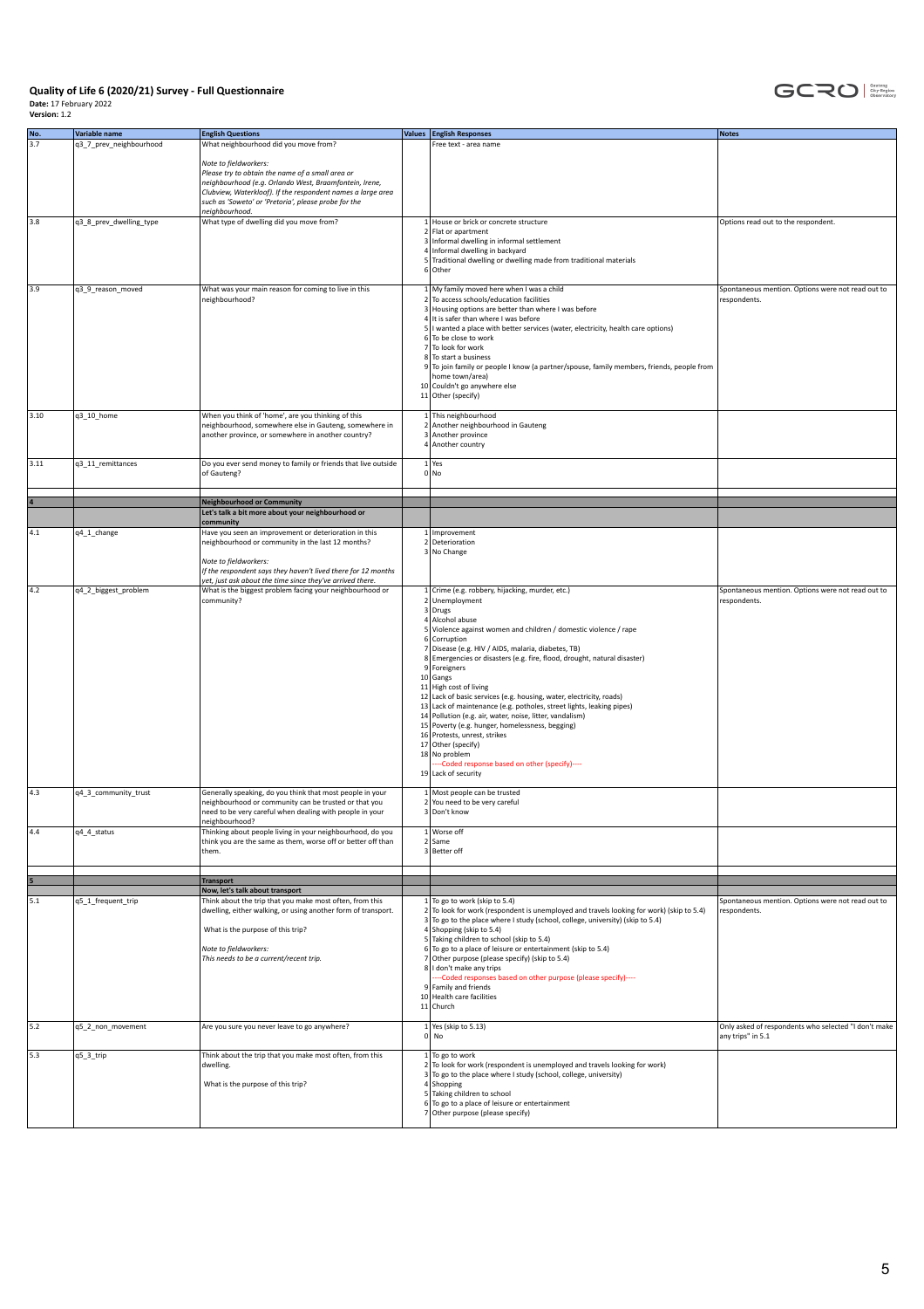**Quality of Life 6 (2020/21) Survey - Full Questionnaire**
**Date:** 17 February 2022
**Version:** 1.2

| No. | Variable name | English Questions | Values | English Responses | Notes |
|---|---|---|---|---|---|
| 3.7 | q3_7_prev_neighbourhood | What neighbourhood did you move from?<br><br>*Note to fieldworkers:*<br>*Please try to obtain the name of a small area or neighbourhood (e.g. Orlando West, Braamfontein, Irene, Clubview, Waterkloof). If the respondent names a large area such as 'Soweto' or 'Pretoria', please probe for the neighbourhood.* | | Free text - area name | |
| 3.8 | q3_8_prev_dwelling_type | What type of dwelling did you move from? | 1<br>2<br>3<br>4<br>5<br>6 | House or brick or concrete structure<br>Flat or apartment<br>Informal dwelling in informal settlement<br>Informal dwelling in backyard<br>Traditional dwelling or dwelling made from traditional materials<br>Other | Options read out to the respondent. |
| 3.9 | q3_9_reason_moved | What was your main reason for coming to live in this neighbourhood? | 1<br>2<br>3<br>4<br>5<br>6<br>7<br>8<br>9<br><br>10<br>11 | My family moved here when I was a child<br>To access schools/education facilities<br>Housing options are better than where I was before<br>It is safer than where I was before<br>I wanted a place with better services (water, electricity, health care options)<br>To be close to work<br>To look for work<br>To start a business<br>To join family or people I know (a partner/spouse, family members, friends, people from home town/area)<br>Couldn't go anywhere else<br>Other (specify) | Spontaneous mention. Options were not read out to respondents. |
| 3.10 | q3_10_home | When you think of 'home', are you thinking of this neighbourhood, somewhere else in Gauteng, somewhere in another province, or somewhere in another country? | 1<br>2<br>3<br>4 | This neighbourhood<br>Another neighbourhood in Gauteng<br>Another province<br>Another country | |
| 3.11 | q3_11_remittances | Do you ever send money to family or friends that live outside of Gauteng? | 1<br>0 | Yes<br>No | |
| **4** | | **Neighbourhood or Community** | | | |
| | | **Let's talk a bit more about your neighbourhood or community** | | | |
| 4.1 | q4_1_change | Have you seen an improvement or deterioration in this neighbourhood or community in the last 12 months?<br><br>*Note to fieldworkers:*<br>*If the respondent says they haven't lived there for 12 months yet, just ask about the time since they've arrived there.* | 1<br>2<br>3 | Improvement<br>Deterioration<br>No Change | |
| 4.2 | q4_2_biggest_problem | What is the biggest problem facing your neighbourhood or community? | 1<br>2<br>3<br>4<br>5<br>6<br>7<br>8<br>9<br>10<br>11<br>12<br>13<br>14<br>15<br>16<br>17<br>18<br><br>19 | Crime (e.g. robbery, hijacking, murder, etc.)<br>Unemployment<br>Drugs<br>Alcohol abuse<br>Violence against women and children / domestic violence / rape<br>Corruption<br>Disease (e.g. HIV / AIDS, malaria, diabetes, TB)<br>Emergencies or disasters (e.g. fire, flood, drought, natural disaster)<br>Foreigners<br>Gangs<br>High cost of living<br>Lack of basic services (e.g. housing, water, electricity, roads)<br>Lack of maintenance (e.g. potholes, street lights, leaking pipes)<br>Pollution (e.g. air, water, noise, litter, vandalism)<br>Poverty (e.g. hunger, homelessness, begging)<br>Protests, unrest, strikes<br>Other (specify)<br>No problem<br>----Coded response based on other (specify)----<br>Lack of security | Spontaneous mention. Options were not read out to respondents. |
| 4.3 | q4_3_community_trust | Generally speaking, do you think that most people in your neighbourhood or community can be trusted or that you need to be very careful when dealing with people in your neighbourhood? | 1<br>2<br>3 | Most people can be trusted<br>You need to be very careful<br>Don't know | |
| 4.4 | q4_4_status | Thinking about people living in your neighbourhood, do you think you are the same as them, worse off or better off than them. | 1<br>2<br>3 | Worse off<br>Same<br>Better off | |
| **5** | | **Transport** | | | |
| | | **Now, let's talk about transport** | | | |
| 5.1 | q5_1_frequent_trip | Think about the trip that you make most often, from this dwelling, either walking, or using another form of transport.<br><br>What is the purpose of this trip?<br><br>*Note to fieldworkers:*<br>*This needs to be a current/recent trip.* | 1<br>2<br>3<br>4<br>5<br>6<br>7<br>8<br><br>9<br>10<br>11 | To go to work (skip to 5.4)<br>To look for work (respondent is unemployed and travels looking for work) (skip to 5.4)<br>To go to the place where I study (school, college, university) (skip to 5.4)<br>Shopping (skip to 5.4)<br>Taking children to school (skip to 5.4)<br>To go to a place of leisure or entertainment (skip to 5.4)<br>Other purpose (please specify) (skip to 5.4)<br>I don't make any trips<br>----Coded responses based on other purpose (please specify)----<br>Family and friends<br>Health care facilities<br>Church | Spontaneous mention. Options were not read out to respondents. |
| 5.2 | q5_2_non_movement | Are you sure you never leave to go anywhere? | 1<br>0 | Yes (skip to 5.13)<br>No | Only asked of respondents who selected "I don't make any trips" in 5.1 |
| 5.3 | q5_3_trip | Think about the trip that you make most often, from this dwelling.<br><br>What is the purpose of this trip? | 1<br>2<br>3<br>4<br>5<br>6<br>7 | To go to work<br>To look for work (respondent is unemployed and travels looking for work)<br>To go to the place where I study (school, college, university)<br>Shopping<br>Taking children to school<br>To go to a place of leisure or entertainment<br>Other purpose (please specify) | |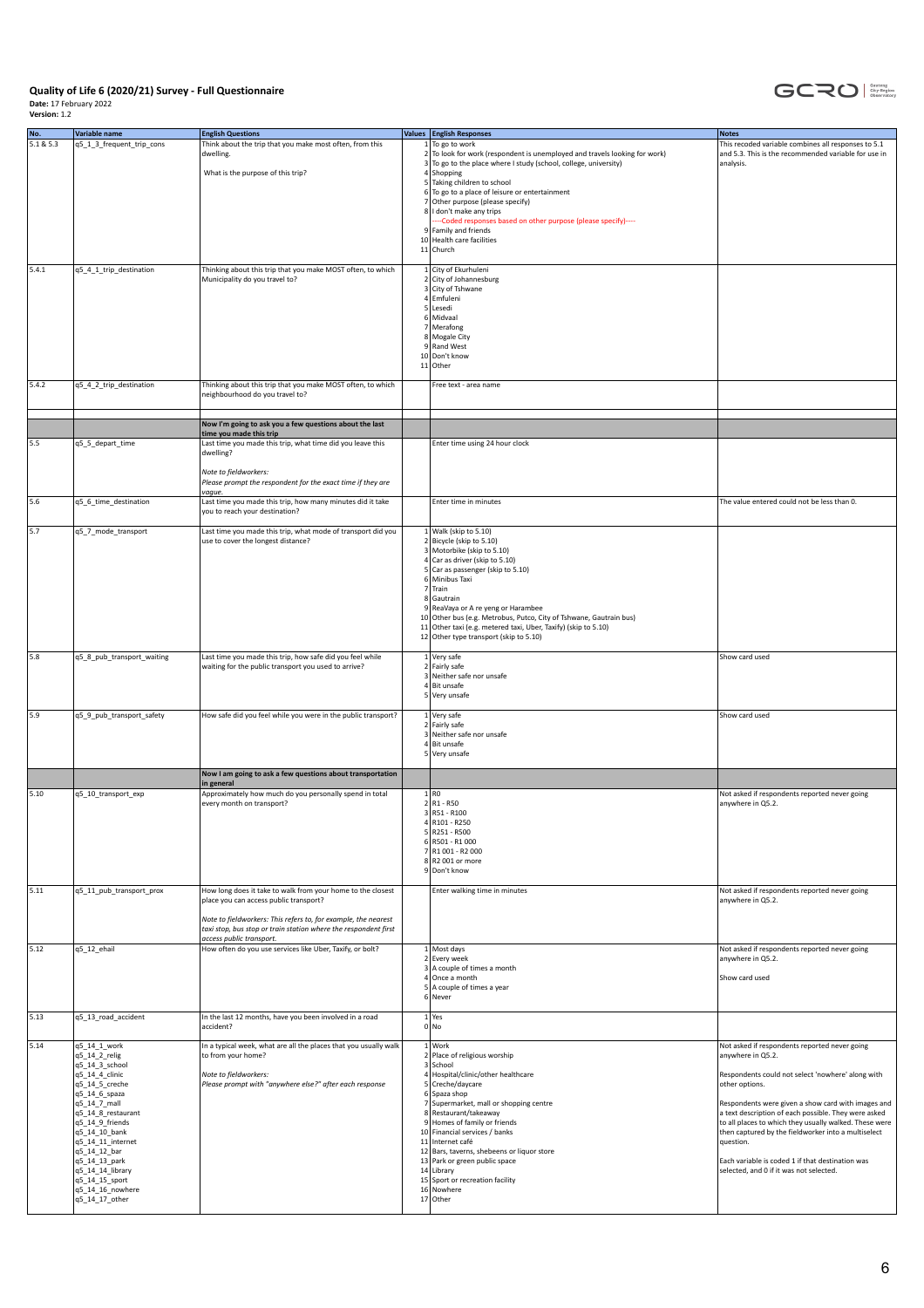**Quality of Life 6 (2020/21) Survey - Full Questionnaire**

**Date:** 17 February 2022
**Version:** 1.2

| No. | Variable name | English Questions | Values | English Responses | Notes |
|---|---|---|---|---|---|
| 5.1 & 5.3 | q5_1_3_frequent_trip_cons | Think about the trip that you make most often, from this dwelling.<br><br>What is the purpose of this trip? | 1<br>2<br>3<br>4<br>5<br>6<br>7<br>8<br><br>9<br>10<br>11 | To go to work<br>To look for work (respondent is unemployed and travels looking for work)<br>To go to the place where I study (school, college, university)<br>Shopping<br>Taking children to school<br>To go to a place of leisure or entertainment<br>Other purpose (please specify)<br>I don't make any trips<br>----Coded responses based on other purpose (please specify)----<br>Family and friends<br>Health care facilities<br>Church | This recoded variable combines all responses to 5.1 and 5.3. This is the recommended variable for use in analysis. |
| 5.4.1 | q5_4_1_trip_destination | Thinking about this trip that you make MOST often, to which Municipality do you travel to? | 1<br>2<br>3<br>4<br>5<br>6<br>7<br>8<br>9<br>10<br>11 | City of Ekurhuleni<br>City of Johannesburg<br>City of Tshwane<br>Emfuleni<br>Lesedi<br>Midvaal<br>Merafong<br>Mogale City<br>Rand West<br>Don't know<br>Other | |
| 5.4.2 | q5_4_2_trip_destination | Thinking about this trip that you make MOST often, to which neighbourhood do you travel to? | | Free text - area name | |
| | | **Now I'm going to ask you a few questions about the last time you made this trip** | | | |
| 5.5 | q5_5_depart_time | Last time you made this trip, what time did you leave this dwelling?<br><br>*Note to fieldworkers:*<br>*Please prompt the respondent for the exact time if they are vague.* | | Enter time using 24 hour clock | |
| 5.6 | q5_6_time_destination | Last time you made this trip, how many minutes did it take you to reach your destination? | | Enter time in minutes | The value entered could not be less than 0. |
| 5.7 | q5_7_mode_transport | Last time you made this trip, what mode of transport did you use to cover the longest distance? | 1<br>2<br>3<br>4<br>5<br>6<br>7<br>8<br>9<br>10<br>11<br>12 | Walk (skip to 5.10)<br>Bicycle (skip to 5.10)<br>Motorbike (skip to 5.10)<br>Car as driver (skip to 5.10)<br>Car as passenger (skip to 5.10)<br>Minibus Taxi<br>Train<br>Gautrain<br>ReaVaya or A re yeng or Harambee<br>Other bus (e.g. Metrobus, Putco, City of Tshwane, Gautrain bus)<br>Other taxi (e.g. metered taxi, Uber, Taxify) (skip to 5.10)<br>Other type transport (skip to 5.10) | |
| 5.8 | q5_8_pub_transport_waiting | Last time you made this trip, how safe did you feel while waiting for the public transport you used to arrive? | 1<br>2<br>3<br>4<br>5 | Very safe<br>Fairly safe<br>Neither safe nor unsafe<br>Bit unsafe<br>Very unsafe | Show card used |
| 5.9 | q5_9_pub_transport_safety | How safe did you feel while you were in the public transport? | 1<br>2<br>3<br>4<br>5 | Very safe<br>Fairly safe<br>Neither safe nor unsafe<br>Bit unsafe<br>Very unsafe | Show card used |
| | | **Now I am going to ask a few questions about transportation in general** | | | |
| 5.10 | q5_10_transport_exp | Approximately how much do you personally spend in total every month on transport? | 1<br>2<br>3<br>4<br>5<br>6<br>7<br>8<br>9 | R0<br>R1 - R50<br>R51 - R100<br>R101 - R250<br>R251 - R500<br>R501 - R1 000<br>R1 001 - R2 000<br>R2 001 or more<br>Don't know | Not asked if respondents reported never going anywhere in Q5.2. |
| 5.11 | q5_11_pub_transport_prox | How long does it take to walk from your home to the closest place you can access public transport?<br><br>*Note to fieldworkers: This refers to, for example, the nearest taxi stop, bus stop or train station where the respondent first access public transport.* | | Enter walking time in minutes | Not asked if respondents reported never going anywhere in Q5.2. |
| 5.12 | q5_12_ehail | How often do you use services like Uber, Taxify, or bolt? | 1<br>2<br>3<br>4<br>5<br>6 | Most days<br>Every week<br>A couple of times a month<br>Once a month<br>A couple of times a year<br>Never | Not asked if respondents reported never going anywhere in Q5.2.<br><br>Show card used |
| 5.13 | q5_13_road_accident | In the last 12 months, have you been involved in a road accident? | 1<br>0 | Yes<br>No | |
| 5.14 | q5_14_1_work<br>q5_14_2_relig<br>q5_14_3_school<br>q5_14_4_clinic<br>q5_14_5_creche<br>q5_14_6_spaza<br>q5_14_7_mall<br>q5_14_8_restaurant<br>q5_14_9_friends<br>q5_14_10_bank<br>q5_14_11_internet<br>q5_14_12_bar<br>q5_14_13_park<br>q5_14_14_library<br>q5_14_15_sport<br>q5_14_16_nowhere<br>q5_14_17_other | In a typical week, what are all the places that you usually walk to from your home?<br><br>*Note to fieldworkers:*<br>*Please prompt with "anywhere else?" after each response* | 1<br>2<br>3<br>4<br>5<br>6<br>7<br>8<br>9<br>10<br>11<br>12<br>13<br>14<br>15<br>16<br>17 | Work<br>Place of religious worship<br>School<br>Hospital/clinic/other healthcare<br>Creche/daycare<br>Spaza shop<br>Supermarket, mall or shopping centre<br>Restaurant/takeaway<br>Homes of family or friends<br>Financial services / banks<br>Internet café<br>Bars, taverns, shebeens or liquor store<br>Park or green public space<br>Library<br>Sport or recreation facility<br>Nowhere<br>Other | Not asked if respondents reported never going anywhere in Q5.2.<br><br>Respondents could not select 'nowhere' along with other options.<br><br>Respondents were given a show card with images and a text description of each possible. They were asked to all places to which they usually walked. These were then captured by the fieldworker into a multiselect question.<br><br>Each variable is coded 1 if that destination was selected, and 0 if it was not selected. |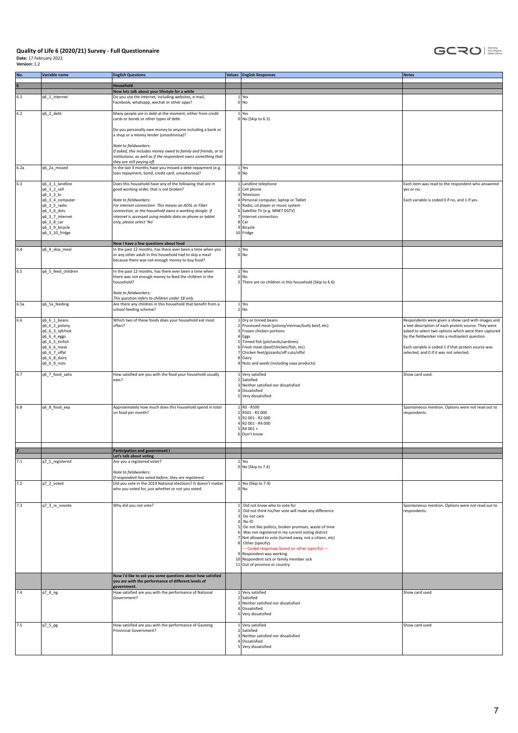**Quality of Life 6 (2020/21) Survey - Full Questionnaire**
**Date:** 17 February 2022
**Version:** 1.2

| No. | Variable name | English Questions | Values | English Responses | Notes |
|---|---|---|---|---|---|
| **6** | | **Household** | | | |
| | | **Now lets talk about your lifestyle for a while** | | | |
| 6.1 | q6_1_internet | Do you use the internet, including websites, e-mail, Facebook, whatsapp, wechat or other apps? | 1<br>0 | Yes<br>No | |
| 6.2 | q6_2_debt | Many people are in debt at the moment, either from credit cards or bonds or other types of debt.<br><br>Do you personally owe money to anyone including a bank or a shop or a money lender (umashonisa)?<br><br>*Note to fieldworkers:*<br>*If asked, this includes money owed to family and friends, or to institutions, as well as if the respondent owns something that they are still paying off.* | 1<br>0 | Yes<br>No (Skip to 6.3) | |
| 6.2a | q6_2a_missed | In the last 3 months have you missed a debt repayment (e.g. loan repayment, bond, credit card, umashonisa)? | 1<br>0 | Yes<br>No | |
| 6.3 | q6_3_1_landline<br>q6_3_2_cell<br>q6_3_3_tv<br>q6_3_4_computer<br>q6_3_5_radio<br>q6_3_6_dstv<br>q6_3_7_internet<br>q6_3_8_car<br>q6_3_9_bicycle<br>q6_3_10_fridge | Does this household have any of the following that are in good working order, that is not broken?<br><br>*Note to fieldworkers:*<br>*For internet connection- This means an ADSL or Fiber connection, or the household owns a working dongle. If internet is accessed using mobile data on phone or tablet only, please select 'No'* | 1<br>2<br>3<br>4<br>5<br>6<br>7<br>8<br>9<br>10 | Landline telephone<br>Cell phone<br>Television<br>Personal computer, laptop or Tablet<br>Radio, cd player or music system<br>Satellite TV (e.g. MNET DSTV)<br>Internet connection<br>Car<br>Bicycle<br>Fridge | Each item was read to the respondent who answered yes or no.<br><br>Each variable is coded 0 if no, and 1 if yes. |
| | | **Now I have a few questions about food** | | | |
| 6.4 | q6_4_skip_meal | In the past 12 months, has there ever been a time when you or any other adult in this household had to skip a meal because there was not enough money to buy food? | 1<br>0 | Yes<br>No | |
| 6.5 | q6_5_feed_children | In the past 12 months, has there ever been a time when there was not enough money to feed the children in the household?<br><br>*Note to fieldworkers:*<br>*This question refers to children under 18 only* | 1<br>0<br>2 | Yes<br>No<br>There are no children in this household (Skip to 6.6) | |
| 6.5a | q6_5a_feeding | Are there any children in this household that benefit from a school feeding scheme? | 1<br>2 | Yes<br>No | |
| 6.6 | q6_6_1_beans<br>q6_6_2_polony<br>q6_6_3_iqfchick<br>q6_6_4_eggs<br>q6_6_5_tinfish<br>q6_6_6_meat<br>q6_6_7_offal<br>q6_6_8_dairy<br>q6_6_9_nuts | Which two of these foods does your household eat most often? | 1<br>2<br>3<br>4<br>5<br>6<br>7<br>8<br>9 | Dry or tinned beans<br>Processed meat (polony/viennas/bully beef, etc)<br>Frozen chicken portions<br>Eggs<br>Tinned fish (pilchards/sardines)<br>Fresh meat (beef/chicken/fish, etc)<br>Chicken feet/gizzards/off cuts/offal<br>Dairy<br>Nuts and seeds (including soya products) | Respondents were given a show card with images and a text description of each protein source. They were asked to select two options which were then captured by the fieldworker into a multiselect question.<br><br>Each variable is coded 1 if that protein source was selected, and 0 if it was not selected. |
| 6.7 | q6_7_food_satis | How satisfied are you with the food your household usually eats? | 1<br>2<br>3<br>4<br>5 | Very satisfied<br>Satisfied<br>Neither satisfied nor dissatisfied<br>Dissatisfied<br>Very dissatisfied | Show card used. |
| 6.8 | q6_8_food_exp | Approximately how much does this household spend in total on food per month? | 1<br>2<br>3<br>4<br>5<br>6 | R0 - R500<br>R501 - R1 000<br>R1 001 - R2 000<br>R2 001 - R4 000<br>R4 001 +<br>Don't know | Spontaneous mention. Options were not read out to respondents. |
| **7** | | **Participation and government I** | | | |
| | | **Let's talk about voting** | | | |
| 7.1 | q7_1_registered | Are you a registered voter?<br><br>*Note to fieldworkers:*<br>*If respondent has voted before, they are registered.* | 1<br>0 | Yes<br>No (Skip to 7.4) | |
| 7.2 | q7_2_voted | Did you vote in the 2019 National elections? It doesn't matter who you voted for, just whether or not you voted. | 1<br>0 | Yes (Skip to 7.4)<br>No | |
| 7.3 | q7_3_rx_novote | Why did you not vote? | 1<br>2<br>3<br>4<br>5<br>6<br>7<br>8<br><br>9<br>10<br>11 | Did not know who to vote for<br>Did not think his/her vote will make any difference<br>Do not care<br>No ID<br>Do not like politics, broken promises, waste of time<br>Was not registered in my current voting district<br>Not allowed to vote (turned away, not a citizen, etc)<br>Other (specify)<br>----Coded responses based on other (specify)----<br>Respondent was working<br>Respondent sick or family member sick<br>Out of province or country | Spontaneous mention. Options were not read out to respondents. |
| | | **Now I'd like to ask you some questions about how satisfied you are with the performance of different levels of government.** | | | |
| 7.4 | q7_4_ng | How satisfied are you with the performance of National Government? | 1<br>2<br>3<br>4<br>5 | Very satisfied<br>Satisfied<br>Neither satisfied nor dissatisfied<br>Dissatisfied<br>Very dissatisfied | Show card used |
| 7.5 | q7_5_pg | How satisfied are you with the performance of Gauteng Provincial Government? | 1<br>2<br>3<br>4<br>5 | Very satisfied<br>Satisfied<br>Neither satisfied nor dissatisfied<br>Dissatisfied<br>Very dissatisfied | Show card used |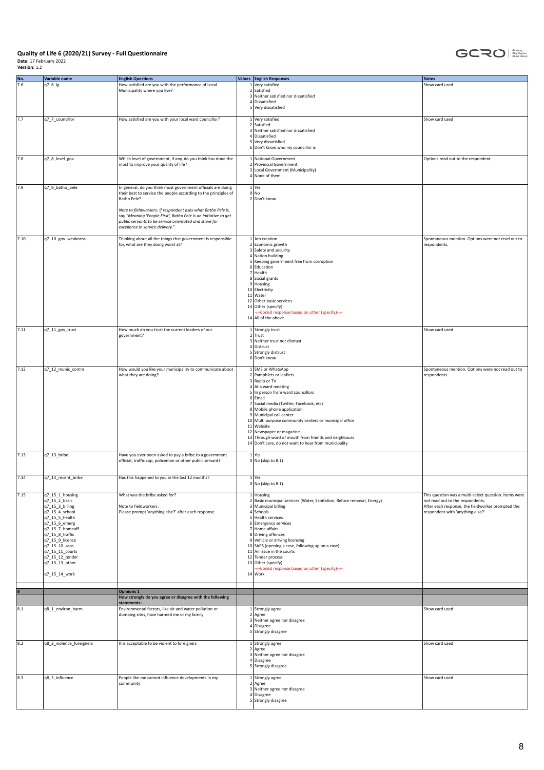# Quality of Life 6 (2020/21) Survey - Full Questionnaire

**Date:** 17 February 2022
**Version:** 1.2

| No. | Variable name | English Questions | Values | English Responses | Notes |
|---|---|---|---|---|---|
| 7.6 | q7_6_lg | How satisfied are you with the performance of Local Municipality where you live? | 1<br>2<br>3<br>4<br>5 | Very satisfied<br>Satisfied<br>Neither satisfied nor dissatisfied<br>Dissatisfied<br>Very dissatisfied | Show card used |
| 7.7 | q7_7_councillor | How satisfied are you with your local ward councillor? | 1<br>2<br>3<br>4<br>5<br>6 | Very satisfied<br>Satisfied<br>Neither satisfied nor dissatisfied<br>Dissatisfied<br>Very dissatisfied<br>Don't know who my councillor is | Show card used |
| 7.8 | q7_8_level_gov | Which level of government, if any, do you think has done the most to improve your quality of life? | 1<br>2<br>3<br>4 | National Government<br>Provincial Government<br>Local Government (Municipality)<br>None of them | Options read out to the respondent |
| 7.9 | q7_9_batho_pele | In general, do you think most government officials are doing their best to service the people according to the principles of Batho Pele?<br><br>*Note to fieldworkers: If respondent asks what Batho Pele is, say "Meaning 'People First', Batho Pele is an initiative to get public servants to be service orientated and strive for excellence in service delivery."* | 1<br>0<br>2 | Yes<br>No<br>Don't know | |
| 7.10 | q7_10_gov_weakness | Thinking about all the things that government is responsible for, what are they doing worst at? | 1<br>2<br>3<br>4<br>5<br>6<br>7<br>8<br>9<br>10<br>11<br>12<br>13<br><br>14 | Job creation<br>Economic growth<br>Safety and security<br>Nation building<br>Keeping government free from corruption<br>Education<br>Health<br>Social grants<br>Housing<br>Electricity<br>Water<br>Other basic services<br>Other (specify)<br>----Coded response based on other (specify)----<br>All of the above | Spontaneous mention. Options were not read out to respondents. |
| 7.11 | q7_11_gov_trust | How much do you trust the current leaders of our government? | 1<br>2<br>3<br>4<br>5<br>6 | Strongly trust<br>Trust<br>Neither trust nor distrust<br>Distrust<br>Strongly distrust<br>Don't know | Show card used |
| 7.12 | q7_12_munic_comm | How would you like your municipality to communicate about what they are doing? | 1<br>2<br>3<br>4<br>5<br>6<br>7<br>8<br>9<br>10<br>11<br>12<br>13<br>14 | SMS or WhatsApp<br>Pamphlets or leaflets<br>Radio or TV<br>At a ward meeting<br>In person from ward councillors<br>Email<br>Social media (Twitter, Facebook, etc)<br>Mobile phone application<br>Municipal call center<br>Multi purpose community centers or municipal office<br>Website<br>Newspaper or magazine<br>Through word of mouth from friends and neighbours<br>Don't care, do not want to hear from municipality | Spontaneous mention. Options were not read out to respondents. |
| 7.13 | q7_13_bribe | Have you ever been asked to pay a bribe to a government official, traffic cop, policeman or other public servant? | 1<br>0 | Yes<br>No (skip to 8.1) | |
| 7.14 | q7_14_recent_bribe | Has this happened to you in the last 12 months? | 1<br>0 | Yes<br>No (skip to 8.1) | |
| 7.15 | q7_15_1_housing<br>q7_15_2_basic<br>q7_15_3_billing<br>q7_15_4_school<br>q7_15_5_health<br>q7_15_6_emerg<br>q7_15_7_homeaff<br>q7_15_8_traffic<br>q7_15_9_licence<br>q7_15_10_saps<br>q7_15_11_courts<br>q7_15_12_tender<br>q7_15_13_other<br><br>q7_15_14_work | What was the bribe asked for?<br><br>Note to fieldworkers:<br>Please prompt 'anything else?' after each response | 1<br>2<br>3<br>4<br>5<br>6<br>7<br>8<br>9<br>10<br>11<br>12<br>13<br><br>14 | Housing<br>Basic municipal services (Water, Sanitation, Refuse removal, Energy)<br>Municipal billing<br>Schools<br>Health services<br>Emergency services<br>Home affairs<br>Driving offences<br>Vehicle or driving licensing<br>SAPS (opening a case, following up on a case)<br>An issue in the courts<br>Tender process<br>Other (specify)<br>----Coded response based on other (specify)----<br>Work | This question was a multi-select question. Items were not read out to the respondents.<br>After each response, the fieldworker prompted the respondent with 'anything else?' |
| **8** | | **Opinions 1** | | | |
| | | **How strongly do you agree or disagree with the following statements:** | | | |
| 8.1 | q8_1_environ_harm | Environmental factors, like air and water pollution or dumping sites, have harmed me or my family | 1<br>2<br>3<br>4<br>5 | Strongly agree<br>Agree<br>Neither agree nor disagree<br>Disagree<br>Strongly disagree | Show card used |
| 8.2 | q8_2_violence_foreigners | It is acceptable to be violent to foreigners | 1<br>2<br>3<br>4<br>5 | Strongly agree<br>Agree<br>Neither agree nor disagree<br>Disagree<br>Strongly disagree | Show card used |
| 8.3 | q8_3_influence | People like me cannot influence developments in my community | 1<br>2<br>3<br>4<br>5 | Strongly agree<br>Agree<br>Neither agree nor disagree<br>Disagree<br>Strongly disagree | Show card used |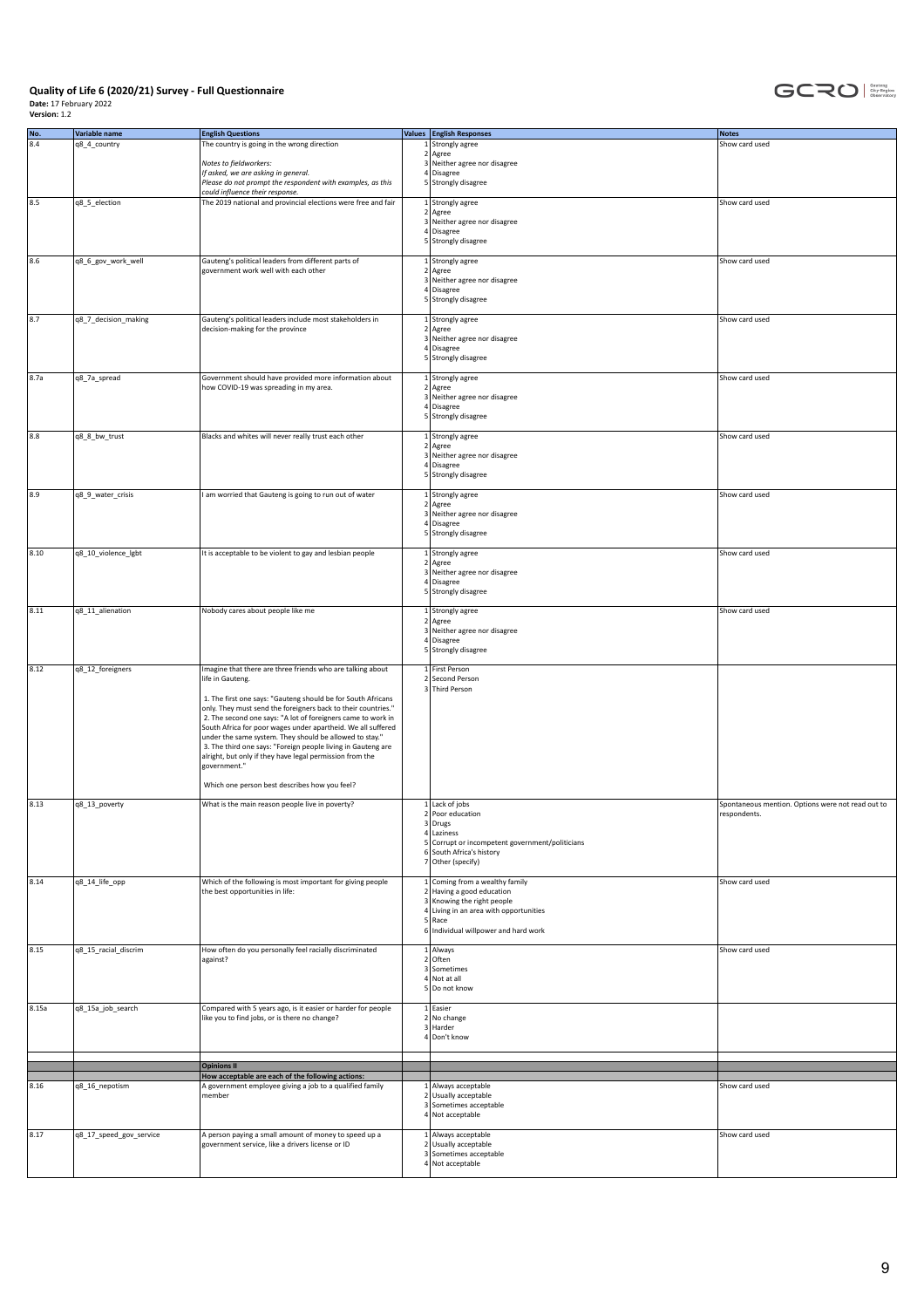**Quality of Life 6 (2020/21) Survey - Full Questionnaire**
**Date:** 17 February 2022
**Version:** 1.2

| No. | Variable name | English Questions | Values | English Responses | Notes |
|---|---|---|---|---|---|
| 8.4 | q8_4_country | The country is going in the wrong direction<br><br>*Notes to fieldworkers:*<br>*If asked, we are asking in general.*<br>*Please do not prompt the respondent with examples, as this could influence their response.* | 1<br>2<br>3<br>4<br>5 | Strongly agree<br>Agree<br>Neither agree nor disagree<br>Disagree<br>Strongly disagree | Show card used |
| 8.5 | q8_5_election | The 2019 national and provincial elections were free and fair | 1<br>2<br>3<br>4<br>5 | Strongly agree<br>Agree<br>Neither agree nor disagree<br>Disagree<br>Strongly disagree | Show card used |
| 8.6 | q8_6_gov_work_well | Gauteng's political leaders from different parts of government work well with each other | 1<br>2<br>3<br>4<br>5 | Strongly agree<br>Agree<br>Neither agree nor disagree<br>Disagree<br>Strongly disagree | Show card used |
| 8.7 | q8_7_decision_making | Gauteng's political leaders include most stakeholders in decision-making for the province | 1<br>2<br>3<br>4<br>5 | Strongly agree<br>Agree<br>Neither agree nor disagree<br>Disagree<br>Strongly disagree | Show card used |
| 8.7a | q8_7a_spread | Government should have provided more information about how COVID-19 was spreading in my area. | 1<br>2<br>3<br>4<br>5 | Strongly agree<br>Agree<br>Neither agree nor disagree<br>Disagree<br>Strongly disagree | Show card used |
| 8.8 | q8_8_bw_trust | Blacks and whites will never really trust each other | 1<br>2<br>3<br>4<br>5 | Strongly agree<br>Agree<br>Neither agree nor disagree<br>Disagree<br>Strongly disagree | Show card used |
| 8.9 | q8_9_water_crisis | I am worried that Gauteng is going to run out of water | 1<br>2<br>3<br>4<br>5 | Strongly agree<br>Agree<br>Neither agree nor disagree<br>Disagree<br>Strongly disagree | Show card used |
| 8.10 | q8_10_violence_lgbt | It is acceptable to be violent to gay and lesbian people | 1<br>2<br>3<br>4<br>5 | Strongly agree<br>Agree<br>Neither agree nor disagree<br>Disagree<br>Strongly disagree | Show card used |
| 8.11 | q8_11_alienation | Nobody cares about people like me | 1<br>2<br>3<br>4<br>5 | Strongly agree<br>Agree<br>Neither agree nor disagree<br>Disagree<br>Strongly disagree | Show card used |
| 8.12 | q8_12_foreigners | Imagine that there are three friends who are talking about life in Gauteng.<br><br>1. The first one says: "Gauteng should be for South Africans only. They must send the foreigners back to their countries."<br>2. The second one says: "A lot of foreigners came to work in South Africa for poor wages under apartheid. We all suffered under the same system. They should be allowed to stay."<br>3. The third one says: "Foreign people living in Gauteng are alright, but only if they have legal permission from the government."<br><br>Which one person best describes how you feel? | 1<br>2<br>3 | First Person<br>Second Person<br>Third Person | |
| 8.13 | q8_13_poverty | What is the main reason people live in poverty? | 1<br>2<br>3<br>4<br>5<br>6<br>7 | Lack of jobs<br>Poor education<br>Drugs<br>Laziness<br>Corrupt or incompetent government/politicians<br>South Africa's history<br>Other (specify) | Spontaneous mention. Options were not read out to respondents. |
| 8.14 | q8_14_life_opp | Which of the following is most important for giving people the best opportunities in life: | 1<br>2<br>3<br>4<br>5<br>6 | Coming from a wealthy family<br>Having a good education<br>Knowing the right people<br>Living in an area with opportunities<br>Race<br>Individual willpower and hard work | Show card used |
| 8.15 | q8_15_racial_discrim | How often do you personally feel racially discriminated against? | 1<br>2<br>3<br>4<br>5 | Always<br>Often<br>Sometimes<br>Not at all<br>Do not know | Show card used |
| 8.15a | q8_15a_job_search | Compared with 5 years ago, is it easier or harder for people like you to find jobs, or is there no change? | 1<br>2<br>3<br>4 | Easier<br>No change<br>Harder<br>Don't know | |
| | | **Opinions II** | | | |
| | | **How acceptable are each of the following actions:** | | | |
| 8.16 | q8_16_nepotism | A government employee giving a job to a qualified family member | 1<br>2<br>3<br>4 | Always acceptable<br>Usually acceptable<br>Sometimes acceptable<br>Not acceptable | Show card used |
| 8.17 | q8_17_speed_gov_service | A person paying a small amount of money to speed up a government service, like a drivers license or ID | 1<br>2<br>3<br>4 | Always acceptable<br>Usually acceptable<br>Sometimes acceptable<br>Not acceptable | Show card used |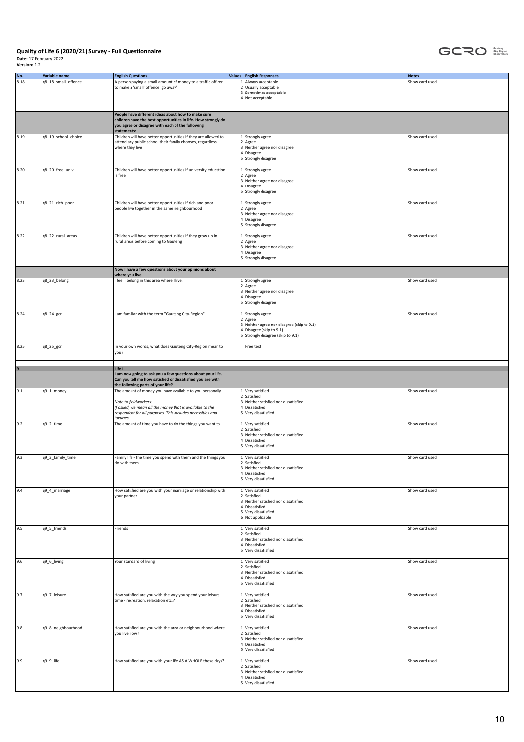# Quality of Life 6 (2020/21) Survey - Full Questionnaire

**Date:** 17 February 2022
**Version:** 1.2

| No. | Variable name | English Questions | Values | English Responses | Notes |
|---|---|---|---|---|---|
| 8.18 | q8_18_small_offence | A person paying a small amount of money to a traffic officer to make a 'small' offence 'go away' | 1<br>2<br>3<br>4 | Always acceptable<br>Usually acceptable<br>Sometimes acceptable<br>Not acceptable | Show card used |
| | | | | | |
| | | **People have different ideas about how to make sure children have the best opportunities in life. How strongly do you agree or disagree with each of the following statements:** | | | |
| 8.19 | q8_19_school_choice | Children will have better opportunities if they are allowed to attend any public school their family chooses, regardless where they live | 1<br>2<br>3<br>4<br>5 | Strongly agree<br>Agree<br>Neither agree nor disagree<br>Disagree<br>Strongly disagree | Show card used |
| 8.20 | q8_20_free_univ | Children will have better opportunities if university education is free | 1<br>2<br>3<br>4<br>5 | Strongly agree<br>Agree<br>Neither agree nor disagree<br>Disagree<br>Strongly disagree | Show card used |
| 8.21 | q8_21_rich_poor | Children will have better opportunities if rich and poor people live together in the same neighbourhood | 1<br>2<br>3<br>4<br>5 | Strongly agree<br>Agree<br>Neither agree nor disagree<br>Disagree<br>Strongly disagree | Show card used |
| 8.22 | q8_22_rural_areas | Children will have better opportunities if they grow up in rural areas before coming to Gauteng | 1<br>2<br>3<br>4<br>5 | Strongly agree<br>Agree<br>Neither agree nor disagree<br>Disagree<br>Strongly disagree | Show card used |
| | | **Now I have a few questions about your opinions about where you live** | | | |
| 8.23 | q8_23_belong | I feel I belong in this area where I live. | 1<br>2<br>3<br>4<br>5 | Strongly agree<br>Agree<br>Neither agree nor disagree<br>Disagree<br>Strongly disagree | Show card used |
| 8.24 | q8_24_gcr | I am familiar with the term "Gauteng City-Region" | 1<br>2<br>3<br>4<br>5 | Strongly agree<br>Agree<br>Neither agree nor disagree (skip to 9.1)<br>Disagree (skip to 9.1)<br>Strongly disagree (skip to 9.1) | Show card used |
| 8.25 | q8_25_gcr | In your own words, what does Gauteng City-Region mean to you? | | Free text | |
| | | | | | |
| **9** | | **Life I** | | | |
| | | **I am now going to ask you a few questions about your life. Can you tell me how satisfied or dissatisfied you are with the following parts of your life?** | | | |
| 9.1 | q9_1_money | The amount of money you have available to you personally<br><br>*Note to fieldworkers:*<br>*If asked, we mean all the money that is available to the respondent for all purposes. This includes necessities and luxuries.* | 1<br>2<br>3<br>4<br>5 | Very satisfied<br>Satisfied<br>Neither satisfied nor dissatisfied<br>Dissatisfied<br>Very dissatisfied | Show card used |
| 9.2 | q9_2_time | The amount of time you have to do the things you want to | 1<br>2<br>3<br>4<br>5 | Very satisfied<br>Satisfied<br>Neither satisfied nor dissatisfied<br>Dissatisfied<br>Very dissatisfied | Show card used |
| 9.3 | q9_3_family_time | Family life - the time you spend with them and the things you do with them | 1<br>2<br>3<br>4<br>5 | Very satisfied<br>Satisfied<br>Neither satisfied nor dissatisfied<br>Dissatisfied<br>Very dissatisfied | Show card used |
| 9.4 | q9_4_marriage | How satisfied are you with your marriage or relationship with your partner | 1<br>2<br>3<br>4<br>5<br>6 | Very satisfied<br>Satisfied<br>Neither satisfied nor dissatisfied<br>Dissatisfied<br>Very dissatisfied<br>Not applicable | Show card used |
| 9.5 | q9_5_friends | Friends | 1<br>2<br>3<br>4<br>5 | Very satisfied<br>Satisfied<br>Neither satisfied nor dissatisfied<br>Dissatisfied<br>Very dissatisfied | Show card used |
| 9.6 | q9_6_living | Your standard of living | 1<br>2<br>3<br>4<br>5 | Very satisfied<br>Satisfied<br>Neither satisfied nor dissatisfied<br>Dissatisfied<br>Very dissatisfied | Show card used |
| 9.7 | q9_7_leisure | How satisfied are you with the way you spend your leisure time - recreation, relaxation etc.? | 1<br>2<br>3<br>4<br>5 | Very satisfied<br>Satisfied<br>Neither satisfied nor dissatisfied<br>Dissatisfied<br>Very dissatisfied | Show card used |
| 9.8 | q9_8_neighbourhood | How satisfied are you with the area or neighbourhood where you live now? | 1<br>2<br>3<br>4<br>5 | Very satisfied<br>Satisfied<br>Neither satisfied nor dissatisfied<br>Dissatisfied<br>Very dissatisfied | Show card used |
| 9.9 | q9_9_life | How satisfied are you with your life AS A WHOLE these days? | 1<br>2<br>3<br>4<br>5 | Very satisfied<br>Satisfied<br>Neither satisfied nor dissatisfied<br>Dissatisfied<br>Very dissatisfied | Show card used |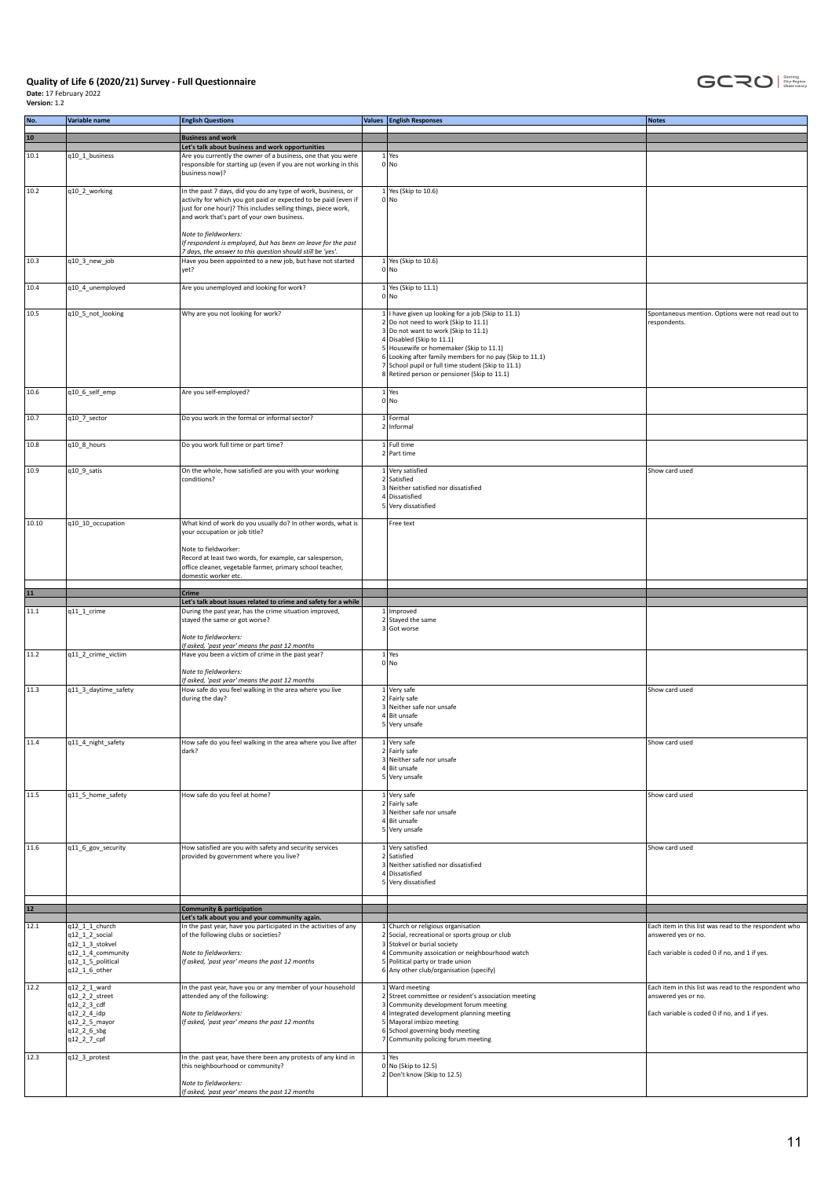**Quality of Life 6 (2020/21) Survey - Full Questionnaire**
**Date:** 17 February 2022
**Version:** 1.2

| No. | Variable name | English Questions | Values | English Responses | Notes |
|---|---|---|---|---|---|
| **10** | | **Business and work** | | | |
| | | **Let's talk about business and work opportunities** | | | |
| 10.1 | q10_1_business | Are you currently the owner of a business, one that you were responsible for starting up (even if you are not working in this business now)? | 1<br>0 | Yes<br>No | |
| 10.2 | q10_2_working | In the past 7 days, did you do any type of work, business, or activity for which you got paid or expected to be paid (even if just for one hour)? This includes selling things, piece work, and work that's part of your own business.<br><br>*Note to fieldworkers:*<br>*If respondent is employed, but has been on leave for the past 7 days, the answer to this question should still be 'yes'.* | 1<br>0 | Yes (Skip to 10.6)<br>No | |
| 10.3 | q10_3_new_job | Have you been appointed to a new job, but have not started yet? | 1<br>0 | Yes (Skip to 10.6)<br>No | |
| 10.4 | q10_4_unemployed | Are you unemployed and looking for work? | 1<br>0 | Yes (Skip to 11.1)<br>No | |
| 10.5 | q10_5_not_looking | Why are you not looking for work? | 1<br>2<br>3<br>4<br>5<br>6<br>7<br>8 | I have given up looking for a job (Skip to 11.1)<br>Do not need to work (Skip to 11.1)<br>Do not want to work (Skip to 11.1)<br>Disabled (Skip to 11.1)<br>Housewife or homemaker (Skip to 11.1)<br>Looking after family members for no pay (Skip to 11.1)<br>School pupil or full time student (Skip to 11.1)<br>Retired person or pensioner (Skip to 11.1) | Spontaneous mention. Options were not read out to respondents. |
| 10.6 | q10_6_self_emp | Are you self-employed? | 1<br>0 | Yes<br>No | |
| 10.7 | q10_7_sector | Do you work in the formal or informal sector? | 1<br>2 | Formal<br>Informal | |
| 10.8 | q10_8_hours | Do you work full time or part time? | 1<br>2 | Full time<br>Part time | |
| 10.9 | q10_9_satis | On the whole, how satisfied are you with your working conditions? | 1<br>2<br>3<br>4<br>5 | Very satisfied<br>Satisfied<br>Neither satisfied nor dissatisfied<br>Dissatisfied<br>Very dissatisfied | Show card used |
| 10.10 | q10_10_occupation | What kind of work do you usually do? In other words, what is your occupation or job title?<br><br>Note to fieldworker:<br>Record at least two words, for example, car salesperson, office cleaner, vegetable farmer, primary school teacher, domestic worker etc. | | Free text | |
| **11** | | **Crime** | | | |
| | | **Let's talk about issues related to crime and safety for a while** | | | |
| 11.1 | q11_1_crime | During the past year, has the crime situation improved, stayed the same or got worse?<br><br>*Note to fieldworkers:*<br>*If asked, 'past year' means the past 12 months* | 1<br>2<br>3 | Improved<br>Stayed the same<br>Got worse | |
| 11.2 | q11_2_crime_victim | Have you been a victim of crime in the past year?<br><br>*Note to fieldworkers:*<br>*If asked, 'past year' means the past 12 months* | 1<br>0 | Yes<br>No | |
| 11.3 | q11_3_daytime_safety | How safe do you feel walking in the area where you live during the day? | 1<br>2<br>3<br>4<br>5 | Very safe<br>Fairly safe<br>Neither safe nor unsafe<br>Bit unsafe<br>Very unsafe | Show card used |
| 11.4 | q11_4_night_safety | How safe do you feel walking in the area where you live after dark? | 1<br>2<br>3<br>4<br>5 | Very safe<br>Fairly safe<br>Neither safe nor unsafe<br>Bit unsafe<br>Very unsafe | Show card used |
| 11.5 | q11_5_home_safety | How safe do you feel at home? | 1<br>2<br>3<br>4<br>5 | Very safe<br>Fairly safe<br>Neither safe nor unsafe<br>Bit unsafe<br>Very unsafe | Show card used |
| 11.6 | q11_6_gov_security | How satisfied are you with safety and security services provided by government where you live? | 1<br>2<br>3<br>4<br>5 | Very satisfied<br>Satisfied<br>Neither satisfied nor dissatisfied<br>Dissatisfied<br>Very dissatisfied | Show card used |
| **12** | | **Community & participation** | | | |
| | | **Let's talk about you and your community again.** | | | |
| 12.1 | q12_1_1_church<br>q12_1_2_social<br>q12_1_3_stokvel<br>q12_1_4_community<br>q12_1_5_political<br>q12_1_6_other | In the past year, have you participated in the activities of any of the following clubs or societies?<br><br>*Note to fieldworkers:*<br>*If asked, 'past year' means the past 12 months* | 1<br>2<br>3<br>4<br>5<br>6 | Church or religious organisation<br>Social, recreational or sports group or club<br>Stokvel or burial society<br>Community assoication or neighbourhood watch<br>Political party or trade union<br>Any other club/organisation (specify) | Each item in this list was read to the respondent who answered yes or no.<br><br>Each variable is coded 0 if no, and 1 if yes. |
| 12.2 | q12_2_1_ward<br>q12_2_2_street<br>q12_2_3_cdf<br>q12_2_4_idp<br>q12_2_5_mayor<br>q12_2_6_sbg<br>q12_2_7_cpf | In the past year, have you or any member of your household attended any of the following:<br><br>*Note to fieldworkers:*<br>*If asked, 'past year' means the past 12 months* | 1<br>2<br>3<br>4<br>5<br>6<br>7 | Ward meeting<br>Street committee or resident's association meeting<br>Community development forum meeting<br>Integrated development planning meeting<br>Mayoral imbizo meeting<br>School governing body meeting<br>Community policing forum meeting | Each item in this list was read to the respondent who answered yes or no.<br><br>Each variable is coded 0 if no, and 1 if yes. |
| 12.3 | q12_3_protest | In the past year, have there been any protests of any kind in this neighbourhood or community?<br><br>*Note to fieldworkers:*<br>*If asked, 'past year' means the past 12 months* | 1<br>0<br>2 | Yes<br>No (Skip to 12.5)<br>Don't know (Skip to 12.5) | |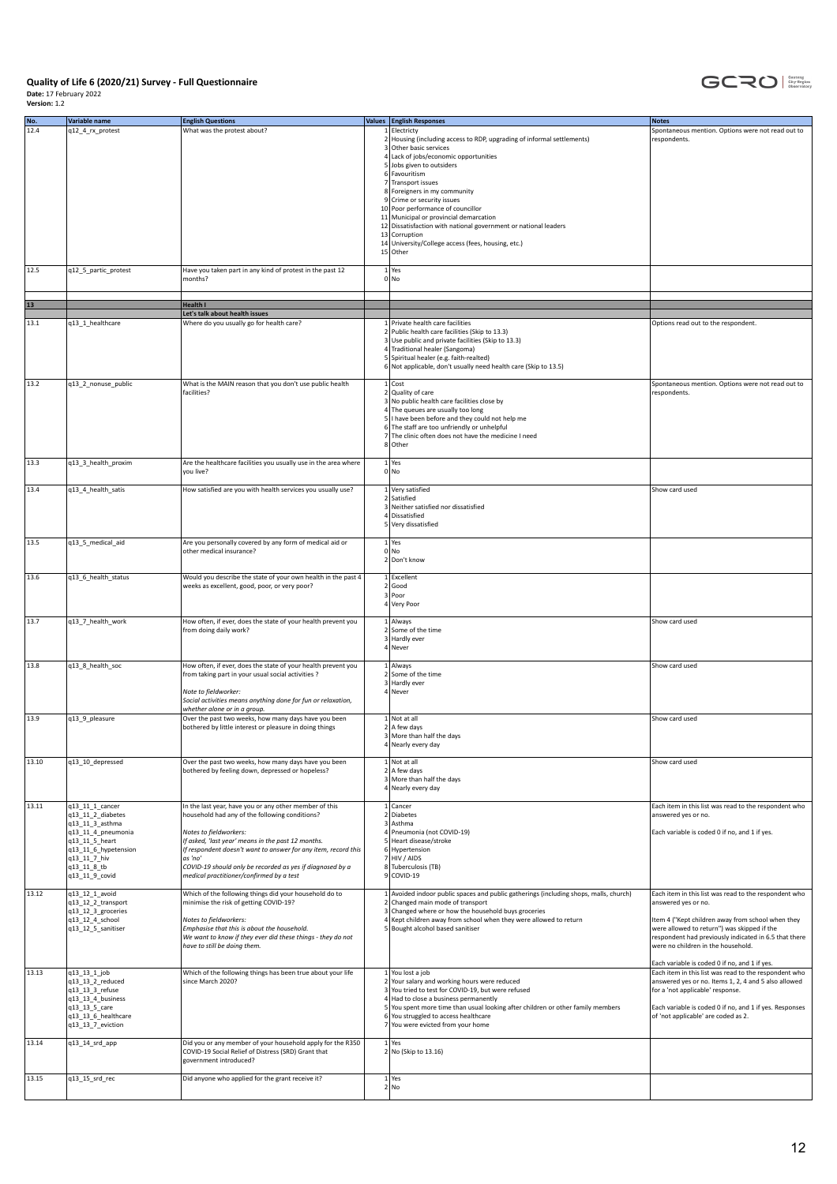# Quality of Life 6 (2020/21) Survey - Full Questionnaire

**Date:** 17 February 2022
**Version:** 1.2

| No. | Variable name | English Questions | Values | English Responses | Notes |
|---|---|---|---|---|---|
| 12.4 | q12_4_rx_protest | What was the protest about? | 1<br>2<br>3<br>4<br>5<br>6<br>7<br>8<br>9<br>10<br>11<br>12<br>13<br>14<br>15 | Electricty<br>Housing (including access to RDP, upgrading of informal settlements)<br>Other basic services<br>Lack of jobs/economic opportunities<br>Jobs given to outsiders<br>Favouritism<br>Transport issues<br>Foreigners in my community<br>Crime or security issues<br>Poor performance of councillor<br>Municipal or provincial demarcation<br>Dissatisfaction with national government or national leaders<br>Corruption<br>University/College access (fees, housing, etc.)<br>Other | Spontaneous mention. Options were not read out to respondents. |
| 12.5 | q12_5_partic_protest | Have you taken part in any kind of protest in the past 12 months? | 1<br>0 | Yes<br>No | |
| **13** | | **Health I** | | | |
| | | **Let's talk about health issues** | | | |
| 13.1 | q13_1_healthcare | Where do you usually go for health care? | 1<br>2<br>3<br>4<br>5<br>6 | Private health care facilities<br>Public health care facilities (Skip to 13.3)<br>Use public and private facilities (Skip to 13.3)<br>Traditional healer (Sangoma)<br>Spiritual healer (e.g. faith-realted)<br>Not applicable, don't usually need health care (Skip to 13.5) | Options read out to the respondent. |
| 13.2 | q13_2_nonuse_public | What is the MAIN reason that you don't use public health facilities? | 1<br>2<br>3<br>4<br>5<br>6<br>7<br>8 | Cost<br>Quality of care<br>No public health care facilities close by<br>The queues are usually too long<br>I have been before and they could not help me<br>The staff are too unfriendly or unhelpful<br>The clinic often does not have the medicine I need<br>Other | Spontaneous mention. Options were not read out to respondents. |
| 13.3 | q13_3_health_proxim | Are the healthcare facilities you usually use in the area where you live? | 1<br>0 | Yes<br>No | |
| 13.4 | q13_4_health_satis | How satisfied are you with health services you usually use? | 1<br>2<br>3<br>4<br>5 | Very satisfied<br>Satisfied<br>Neither satisfied nor dissatisfied<br>Dissatisfied<br>Very dissatisfied | Show card used |
| 13.5 | q13_5_medical_aid | Are you personally covered by any form of medical aid or other medical insurance? | 1<br>0<br>2 | Yes<br>No<br>Don't know | |
| 13.6 | q13_6_health_status | Would you describe the state of your own health in the past 4 weeks as excellent, good, poor, or very poor? | 1<br>2<br>3<br>4 | Excellent<br>Good<br>Poor<br>Very Poor | |
| 13.7 | q13_7_health_work | How often, if ever, does the state of your health prevent you from doing daily work? | 1<br>2<br>3<br>4 | Always<br>Some of the time<br>Hardly ever<br>Never | Show card used |
| 13.8 | q13_8_health_soc | How often, if ever, does the state of your health prevent you from taking part in your usual social activities ?<br><br>*Note to fieldworker:*<br>*Social activities means anything done for fun or relaxation, whether alone or in a group.* | 1<br>2<br>3<br>4 | Always<br>Some of the time<br>Hardly ever<br>Never | Show card used |
| 13.9 | q13_9_pleasure | Over the past two weeks, how many days have you been bothered by little interest or pleasure in doing things | 1<br>2<br>3<br>4 | Not at all<br>A few days<br>More than half the days<br>Nearly every day | Show card used |
| 13.10 | q13_10_depressed | Over the past two weeks, how many days have you been bothered by feeling down, depressed or hopeless? | 1<br>2<br>3<br>4 | Not at all<br>A few days<br>More than half the days<br>Nearly every day | Show card used |
| 13.11 | q13_11_1_cancer<br>q13_11_2_diabetes<br>q13_11_3_asthma<br>q13_11_4_pneumonia<br>q13_11_5_heart<br>q13_11_6_hypetension<br>q13_11_7_hiv<br>q13_11_8_tb<br>q13_11_9_covid | In the last year, have you or any other member of this household had any of the following conditions?<br><br>*Notes to fieldworkers:*<br>*If asked, 'last year' means in the past 12 months.*<br>*If respondent doesn't want to answer for any item, record this as 'no'*<br>*COVID-19 should only be recorded as yes if diagnosed by a medical practitioner/confirmed by a test* | 1<br>2<br>3<br>4<br>5<br>6<br>7<br>8<br>9 | Cancer<br>Diabetes<br>Asthma<br>Pneumonia (not COVID-19)<br>Heart disease/stroke<br>Hypertension<br>HIV / AIDS<br>Tuberculosis (TB)<br>COVID-19 | Each item in this list was read to the respondent who answered yes or no.<br><br>Each variable is coded 0 if no, and 1 if yes. |
| 13.12 | q13_12_1_avoid<br>q13_12_2_transport<br>q13_12_3_groceries<br>q13_12_4_school<br>q13_12_5_sanitiser | Which of the following things did your household do to minimise the risk of getting COVID-19?<br><br>*Notes to fieldworkers:*<br>*Emphasise that this is about the household.*<br>*We want to know if they ever did these things - they do not have to still be doing them.* | 1<br>2<br>3<br>4<br>5 | Avoided indoor public spaces and public gatherings (including shops, malls, church)<br>Changed main mode of transport<br>Changed where or how the household buys groceries<br>Kept children away from school when they were allowed to return<br>Bought alcohol based sanitiser | Each item in this list was read to the respondent who answered yes or no.<br><br>Item 4 ("Kept children away from school when they were allowed to return") was skipped if the respondent had previously indicated in 6.5 that there were no children in the household.<br><br>Each variable is coded 0 if no, and 1 if yes. |
| 13.13 | q13_13_1_job<br>q13_13_2_reduced<br>q13_13_3_refuse<br>q13_13_4_business<br>q13_13_5_care<br>q13_13_6_healthcare<br>q13_13_7_eviction | Which of the following things has been true about your life since March 2020? | 1<br>2<br>3<br>4<br>5<br>6<br>7 | You lost a job<br>Your salary and working hours were reduced<br>You tried to test for COVID-19, but were refused<br>Had to close a business permanently<br>You spent more time than usual looking after children or other family members<br>You struggled to access healthcare<br>You were evicted from your home | Each item in this list was read to the respondent who answered yes or no. Items 1, 2, 4 and 5 also allowed for a 'not applicable' response.<br><br>Each variable is coded 0 if no, and 1 if yes. Responses of 'not applicable' are coded as 2. |
| 13.14 | q13_14_srd_app | Did you or any member of your household apply for the R350 COVID-19 Social Relief of Distress (SRD) Grant that government introduced? | 1<br>2 | Yes<br>No (Skip to 13.16) | |
| 13.15 | q13_15_srd_rec | Did anyone who applied for the grant receive it? | 1<br>2 | Yes<br>No | |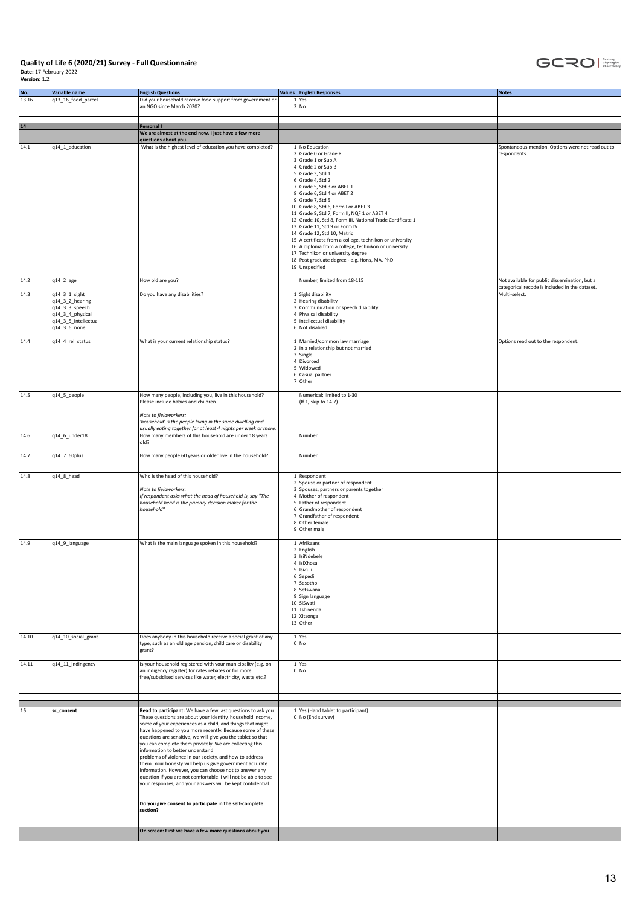**Quality of Life 6 (2020/21) Survey - Full Questionnaire**
**Date:** 17 February 2022
**Version:** 1.2

| No. | Variable name | English Questions | Values | English Responses | Notes |
|---|---|---|---|---|---|
| 13.16 | q13_16_food_parcel | Did your household receive food support from government or an NGO since March 2020? | 1<br>2 | Yes<br>No | |
| | | | | | |
| **14** | | **Personal I** | | | |
| | | **We are almost at the end now. I just have a few more questions about you.** | | | |
| 14.1 | q14_1_education | What is the highest level of education you have completed? | 1<br>2<br>3<br>4<br>5<br>6<br>7<br>8<br>9<br>10<br>11<br>12<br>13<br>14<br>15<br>16<br>17<br>18<br>19 | No Education<br>Grade 0 or Grade R<br>Grade 1 or Sub A<br>Grade 2 or Sub B<br>Grade 3, Std 1<br>Grade 4, Std 2<br>Grade 5, Std 3 or ABET 1<br>Grade 6, Std 4 or ABET 2<br>Grade 7, Std 5<br>Grade 8, Std 6, Form I or ABET 3<br>Grade 9, Std 7, Form II, NQF 1 or ABET 4<br>Grade 10, Std 8, Form III, National Trade Certificate 1<br>Grade 11, Std 9 or Form IV<br>Grade 12, Std 10, Matric<br>A certificate from a college, technikon or university<br>A diploma from a college, technikon or university<br>Technikon or university degree<br>Post graduate degree - e.g. Hons, MA, PhD<br>Unspecified | Spontaneous mention. Options were not read out to respondents. |
| 14.2 | q14_2_age | How old are you? | | Number, limited from 18-115 | Not available for public dissemination, but a categorical recode is included in the dataset. |
| 14.3 | q14_3_1_sight<br>q14_3_2_hearing<br>q14_3_3_speech<br>q14_3_4_physical<br>q14_3_5_intellectual<br>q14_3_6_none | Do you have any disabilities? | 1<br>2<br>3<br>4<br>5<br>6 | Sight disability<br>Hearing disability<br>Communication or speech disability<br>Physical disability<br>Intellectual disability<br>Not disabled | Multi-select. |
| 14.4 | q14_4_rel_status | What is your current relationship status? | 1<br>2<br>3<br>4<br>5<br>6<br>7 | Married/common law marriage<br>In a relationship but not married<br>Single<br>Divorced<br>Widowed<br>Casual partner<br>Other | Options read out to the respondent. |
| 14.5 | q14_5_people | How many people, including you, live in this household? Please include babies and children.<br><br>*Note to fieldworkers:*<br>*'household' is the people living in the same dwelling and usually eating together for at least 4 nights per week or more.* | | Numerical; limited to 1-30<br>(If 1, skip to 14.7) | |
| 14.6 | q14_6_under18 | How many members of this household are under 18 years old? | | Number | |
| 14.7 | q14_7_60plus | How many people 60 years or older live in the household? | | Number | |
| 14.8 | q14_8_head | Who is the head of this household?<br><br>*Note to fieldworkers:*<br>*If respondent asks what the head of household is, say "The household head is the primary decision maker for the household"* | 1<br>2<br>3<br>4<br>5<br>6<br>7<br>8<br>9 | Respondent<br>Spouse or partner of respondent<br>Spouses, partners or parents together<br>Mother of respondent<br>Father of respondent<br>Grandmother of respondent<br>Grandfather of respondent<br>Other female<br>Other male | |
| 14.9 | q14_9_language | What is the main language spoken in this household? | 1<br>2<br>3<br>4<br>5<br>6<br>7<br>8<br>9<br>10<br>11<br>12<br>13 | Afrikaans<br>English<br>IsiNdebele<br>IsiXhosa<br>IsiZulu<br>Sepedi<br>Sesotho<br>Setswana<br>Sign language<br>SiSwati<br>Tshivenda<br>Xitsonga<br>Other | |
| 14.10 | q14_10_social_grant | Does anybody in this household receive a social grant of any type, such as an old age pension, child care or disability grant? | 1<br>0 | Yes<br>No | |
| 14.11 | q14_11_indingency | Is your household registered with your municipality (e.g. on an indigency register) for rates rebates or for more free/subsidised services like water, electricity, waste etc.? | 1<br>0 | Yes<br>No | |
| | | | | | |
| **15** | **sc_consent** | **Read to participant:** We have a few last questions to ask you. These questions are about your identity, household income, some of your experiences as a child, and things that might have happened to you more recently. Because some of these questions are sensitive, we will give you the tablet so that you can complete them privately. We are collecting this information to better understand problems of violence in our society, and how to address them. Your honesty will help us give government accurate information. However, you can choose not to answer any question if you are not comfortable. I will not be able to see your responses, and your answers will be kept confidential.<br><br>**Do you give consent to participate in the self-complete section?** | 1<br>0 | Yes (Hand tablet to participant)<br>No (End survey) | |
| | | **On screen: First we have a few more questions about you** | | | |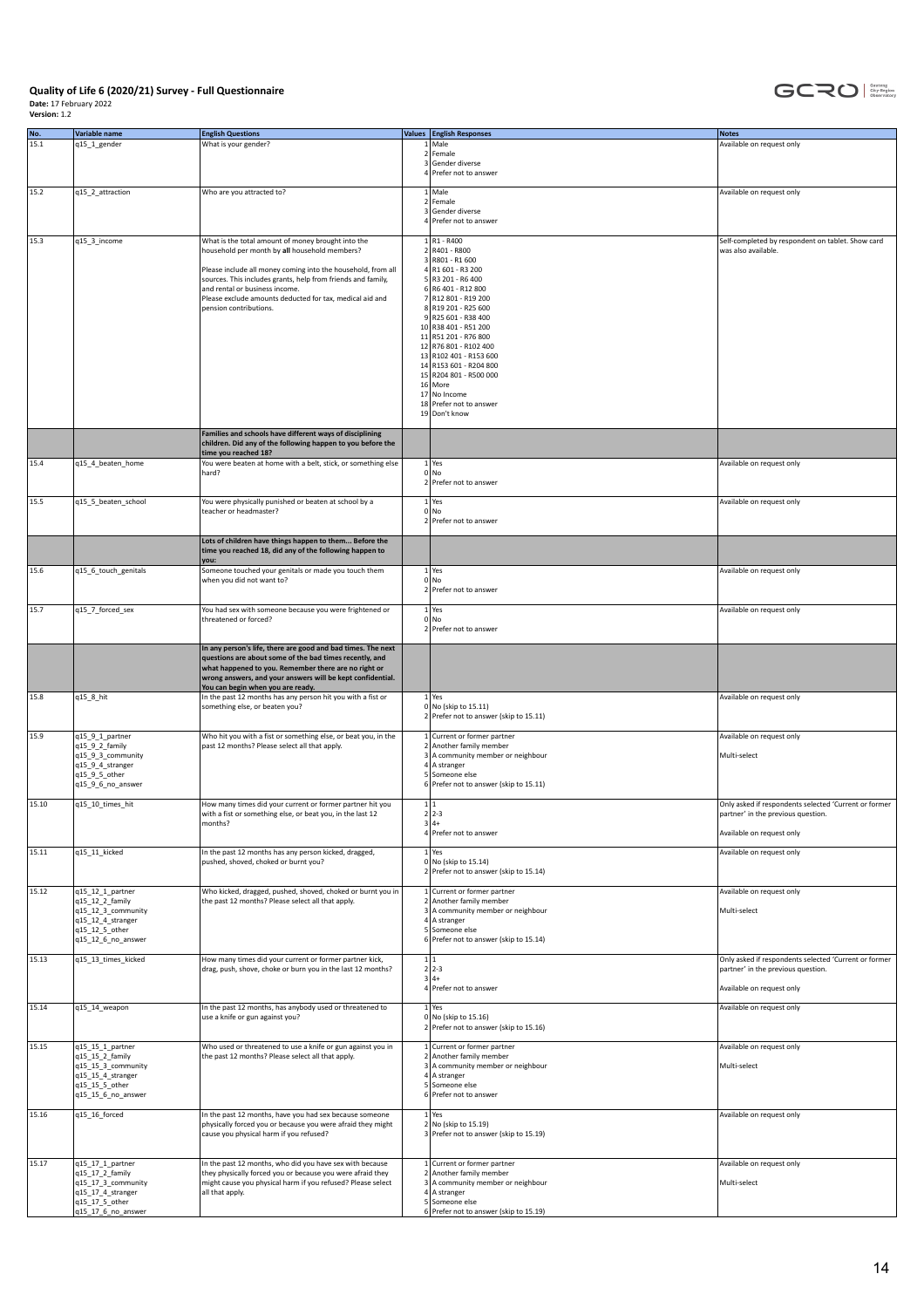**Quality of Life 6 (2020/21) Survey - Full Questionnaire**

**Date:** 17 February 2022

**Version:** 1.2

| No. | Variable name | English Questions | Values | English Responses | Notes |
|---|---|---|---|---|---|
| 15.1 | q15_1_gender | What is your gender? | 1<br>2<br>3<br>4 | Male<br>Female<br>Gender diverse<br>Prefer not to answer | Available on request only |
| 15.2 | q15_2_attraction | Who are you attracted to? | 1<br>2<br>3<br>4 | Male<br>Female<br>Gender diverse<br>Prefer not to answer | Available on request only |
| 15.3 | q15_3_income | What is the total amount of money brought into the household per month by **all** household members?<br><br>Please include all money coming into the household, from all sources. This includes grants, help from friends and family, and rental or business income.<br>Please exclude amounts deducted for tax, medical aid and pension contributions. | 1<br>2<br>3<br>4<br>5<br>6<br>7<br>8<br>9<br>10<br>11<br>12<br>13<br>14<br>15<br>16<br>17<br>18<br>19 | R1 - R400<br>R401 - R800<br>R801 - R1 600<br>R1 601 - R3 200<br>R3 201 - R6 400<br>R6 401 - R12 800<br>R12 801 - R19 200<br>R19 201 - R25 600<br>R25 601 - R38 400<br>R38 401 - R51 200<br>R51 201 - R76 800<br>R76 801 - R102 400<br>R102 401 - R153 600<br>R153 601 - R204 800<br>R204 801 - R500 000<br>More<br>No Income<br>Prefer not to answer<br>Don't know | Self-completed by respondent on tablet. Show card was also available. |
| | | **Families and schools have different ways of disciplining children. Did any of the following happen to you before the time you reached 18?** | | | |
| 15.4 | q15_4_beaten_home | You were beaten at home with a belt, stick, or something else hard? | 1<br>0<br>2 | Yes<br>No<br>Prefer not to answer | Available on request only |
| 15.5 | q15_5_beaten_school | You were physically punished or beaten at school by a teacher or headmaster? | 1<br>0<br>2 | Yes<br>No<br>Prefer not to answer | Available on request only |
| | | **Lots of children have things happen to them... Before the time you reached 18, did any of the following happen to you:** | | | |
| 15.6 | q15_6_touch_genitals | Someone touched your genitals or made you touch them when you did not want to? | 1<br>0<br>2 | Yes<br>No<br>Prefer not to answer | Available on request only |
| 15.7 | q15_7_forced_sex | You had sex with someone because you were frightened or threatened or forced? | 1<br>0<br>2 | Yes<br>No<br>Prefer not to answer | Available on request only |
| | | **In any person's life, there are good and bad times. The next questions are about some of the bad times recently, and what happened to you. Remember there are no right or wrong answers, and your answers will be kept confidential. You can begin when you are ready.** | | | |
| 15.8 | q15_8_hit | In the past 12 months has any person hit you with a fist or something else, or beaten you? | 1<br>0<br>2 | Yes<br>No (skip to 15.11)<br>Prefer not to answer (skip to 15.11) | Available on request only |
| 15.9 | q15_9_1_partner<br>q15_9_2_family<br>q15_9_3_community<br>q15_9_4_stranger<br>q15_9_5_other<br>q15_9_6_no_answer | Who hit you with a fist or something else, or beat you, in the past 12 months? Please select all that apply. | 1<br>2<br>3<br>4<br>5<br>6 | Current or former partner<br>Another family member<br>A community member or neighbour<br>A stranger<br>Someone else<br>Prefer not to answer (skip to 15.11) | Available on request only<br><br>Multi-select |
| 15.10 | q15_10_times_hit | How many times did your current or former partner hit you with a fist or something else, or beat you, in the last 12 months? | 1<br>2<br>3<br>4 | 1<br>2-3<br>4+<br>Prefer not to answer | Only asked if respondents selected 'Current or former partner' in the previous question.<br><br>Available on request only |
| 15.11 | q15_11_kicked | In the past 12 months has any person kicked, dragged, pushed, shoved, choked or burnt you? | 1<br>0<br>2 | Yes<br>No (skip to 15.14)<br>Prefer not to answer (skip to 15.14) | Available on request only |
| 15.12 | q15_12_1_partner<br>q15_12_2_family<br>q15_12_3_community<br>q15_12_4_stranger<br>q15_12_5_other<br>q15_12_6_no_answer | Who kicked, dragged, pushed, shoved, choked or burnt you in the past 12 months? Please select all that apply. | 1<br>2<br>3<br>4<br>5<br>6 | Current or former partner<br>Another family member<br>A community member or neighbour<br>A stranger<br>Someone else<br>Prefer not to answer (skip to 15.14) | Available on request only<br><br>Multi-select |
| 15.13 | q15_13_times_kicked | How many times did your current or former partner kick, drag, push, shove, choke or burn you in the last 12 months? | 1<br>2<br>3<br>4 | 1<br>2-3<br>4+<br>Prefer not to answer | Only asked if respondents selected 'Current or former partner' in the previous question.<br><br>Available on request only |
| 15.14 | q15_14_weapon | In the past 12 months, has anybody used or threatened to use a knife or gun against you? | 1<br>0<br>2 | Yes<br>No (skip to 15.16)<br>Prefer not to answer (skip to 15.16) | Available on request only |
| 15.15 | q15_15_1_partner<br>q15_15_2_family<br>q15_15_3_community<br>q15_15_4_stranger<br>q15_15_5_other<br>q15_15_6_no_answer | Who used or threatened to use a knife or gun against you in the past 12 months? Please select all that apply. | 1<br>2<br>3<br>4<br>5<br>6 | Current or former partner<br>Another family member<br>A community member or neighbour<br>A stranger<br>Someone else<br>Prefer not to answer | Available on request only<br><br>Multi-select |
| 15.16 | q15_16_forced | In the past 12 months, have you had sex because someone physically forced you or because you were afraid they might cause you physical harm if you refused? | 1<br>2<br>3 | Yes<br>No (skip to 15.19)<br>Prefer not to answer (skip to 15.19) | Available on request only |
| 15.17 | q15_17_1_partner<br>q15_17_2_family<br>q15_17_3_community<br>q15_17_4_stranger<br>q15_17_5_other<br>q15_17_6_no_answer | In the past 12 months, who did you have sex with because they physically forced you or because you were afraid they might cause you physical harm if you refused? Please select all that apply. | 1<br>2<br>3<br>4<br>5<br>6 | Current or former partner<br>Another family member<br>A community member or neighbour<br>A stranger<br>Someone else<br>Prefer not to answer (skip to 15.19) | Available on request only<br><br>Multi-select |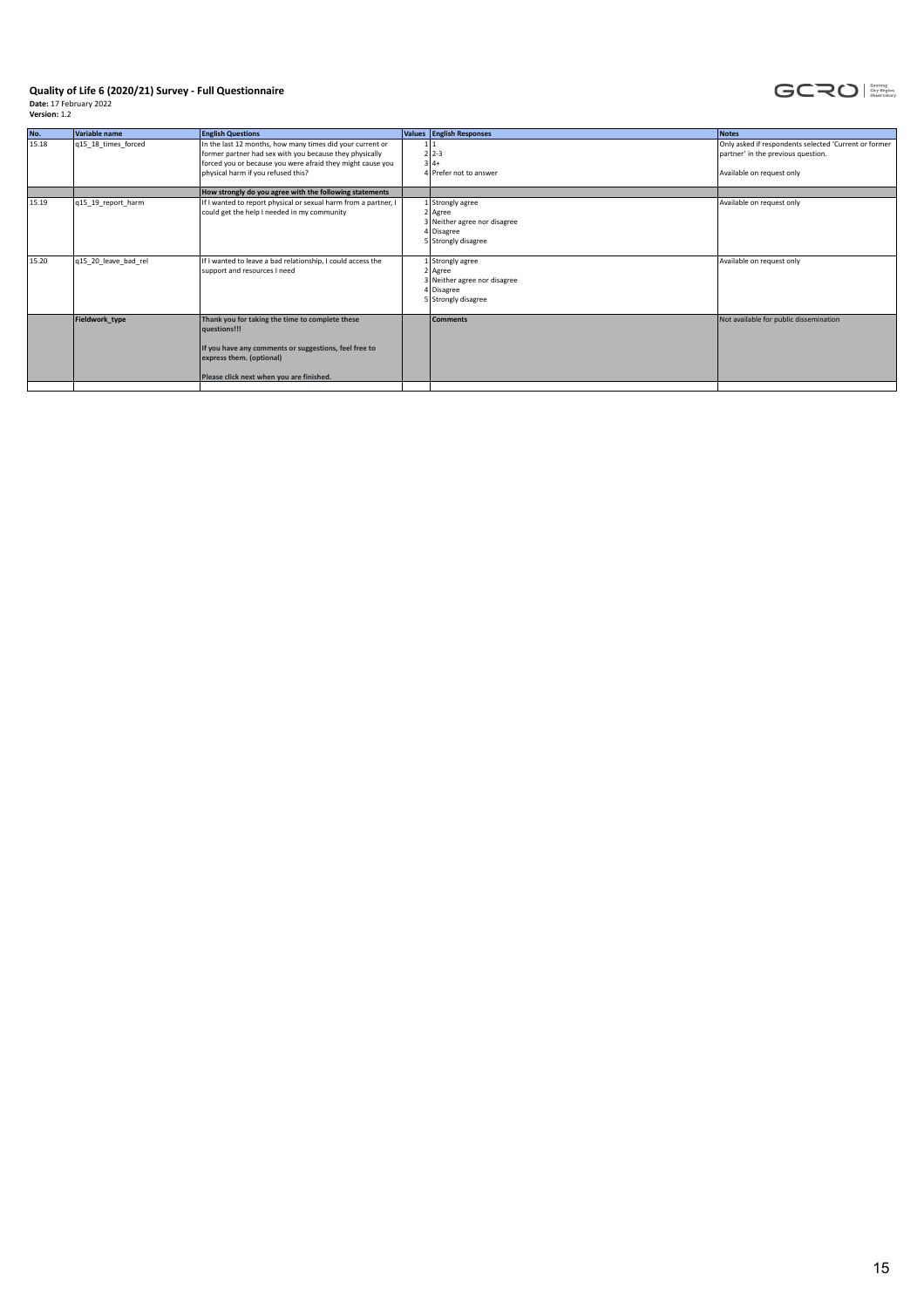**Quality of Life 6 (2020/21) Survey - Full Questionnaire**

**Date:** 17 February 2022

**Version:** 1.2

| No. | Variable name | English Questions | Values | English Responses | Notes |
|---|---|---|---|---|---|
| 15.18 | q15_18_times_forced | In the last 12 months, how many times did your current or former partner had sex with you because they physically forced you or because you were afraid they might cause you physical harm if you refused this? | 1<br>2<br>3<br>4 | 1<br>2-3<br>4+<br>Prefer not to answer | Only asked if respondents selected 'Current or former partner' in the previous question.<br><br>Available on request only |
| | | **How strongly do you agree with the following statements** | | | |
| 15.19 | q15_19_report_harm | If I wanted to report physical or sexual harm from a partner, I could get the help I needed in my community | 1<br>2<br>3<br>4<br>5 | Strongly agree<br>Agree<br>Neither agree nor disagree<br>Disagree<br>Strongly disagree | Available on request only |
| 15.20 | q15_20_leave_bad_rel | If I wanted to leave a bad relationship, I could access the support and resources I need | 1<br>2<br>3<br>4<br>5 | Strongly agree<br>Agree<br>Neither agree nor disagree<br>Disagree<br>Strongly disagree | Available on request only |
| | **Fieldwork_type** | **Thank you for taking the time to complete these questions!!!**<br><br>**If you have any comments or suggestions, feel free to express them. (optional)**<br><br>**Please click next when you are finished.** | | **Comments** | Not available for public dissemination |